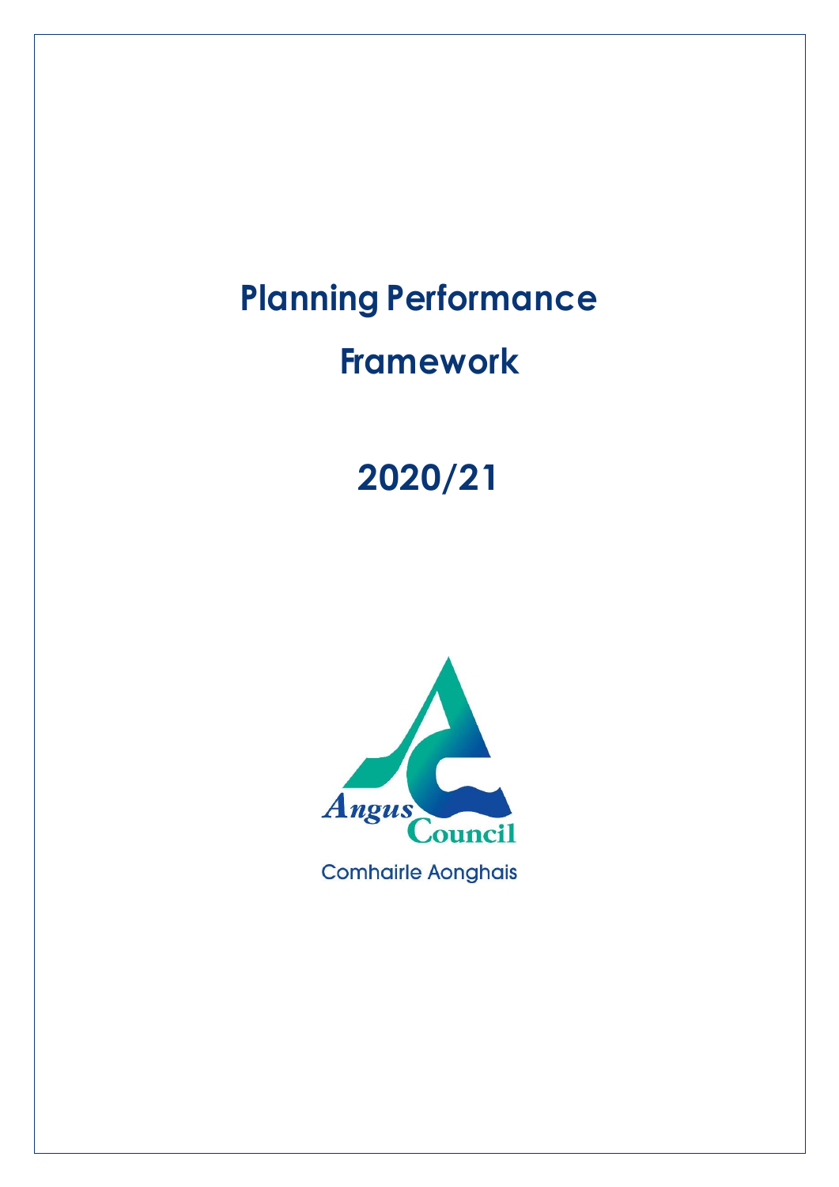# Planning Performance Framework

# 2020/21

Angus Council

Comhairle Aonghais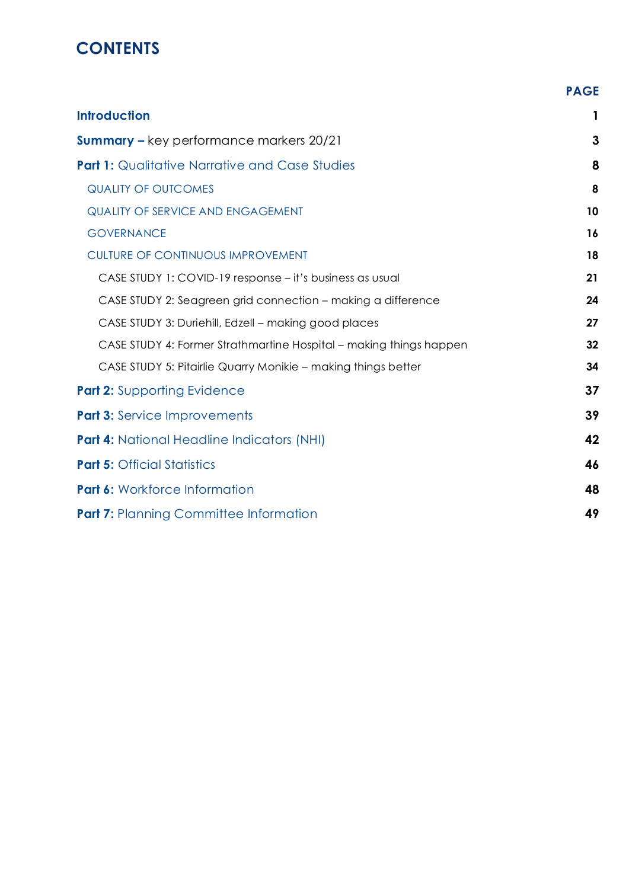# CONTENTS

| | PAGE |
|---|---|
| **Introduction** | **1** |
| **Summary –** key performance markers 20/21 | **3** |
| **Part 1:** Qualitative Narrative and Case Studies | **8** |
| QUALITY OF OUTCOMES | **8** |
| QUALITY OF SERVICE AND ENGAGEMENT | **10** |
| GOVERNANCE | **16** |
| CULTURE OF CONTINUOUS IMPROVEMENT | **18** |
| CASE STUDY 1: COVID-19 response – it's business as usual | **21** |
| CASE STUDY 2: Seagreen grid connection – making a difference | **24** |
| CASE STUDY 3: Duriehill, Edzell – making good places | **27** |
| CASE STUDY 4: Former Strathmartine Hospital – making things happen | **32** |
| CASE STUDY 5: Pitairlie Quarry Monikie – making things better | **34** |
| **Part 2:** Supporting Evidence | **37** |
| **Part 3:** Service Improvements | **39** |
| **Part 4:** National Headline Indicators (NHI) | **42** |
| **Part 5:** Official Statistics | **46** |
| **Part 6:** Workforce Information | **48** |
| **Part 7:** Planning Committee Information | **49** |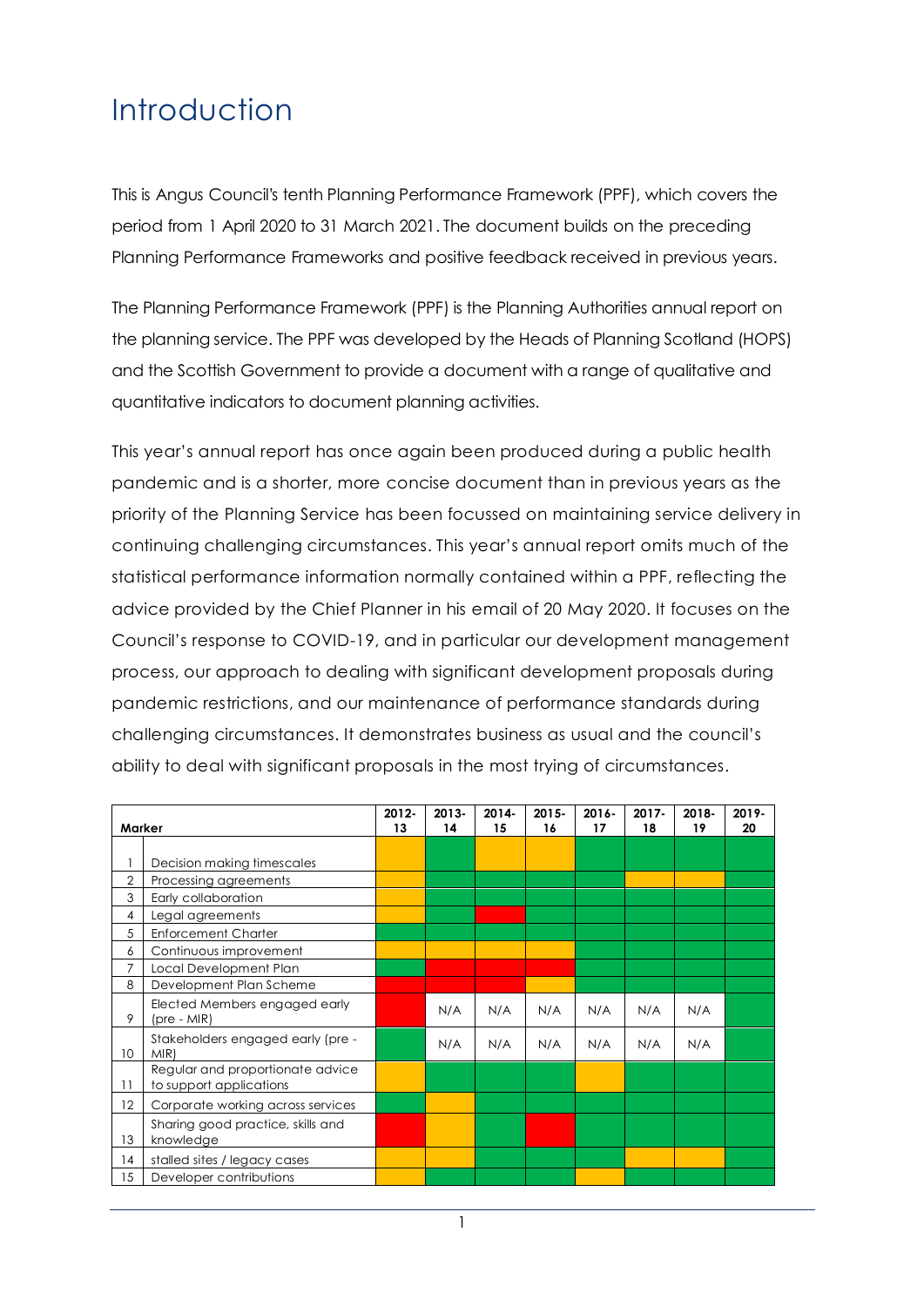# Introduction

This is Angus Council's tenth Planning Performance Framework (PPF), which covers the period from 1 April 2020 to 31 March 2021. The document builds on the preceding Planning Performance Frameworks and positive feedback received in previous years.

The Planning Performance Framework (PPF) is the Planning Authorities annual report on the planning service. The PPF was developed by the Heads of Planning Scotland (HOPS) and the Scottish Government to provide a document with a range of qualitative and quantitative indicators to document planning activities.

This year's annual report has once again been produced during a public health pandemic and is a shorter, more concise document than in previous years as the priority of the Planning Service has been focussed on maintaining service delivery in continuing challenging circumstances. This year's annual report omits much of the statistical performance information normally contained within a PPF, reflecting the advice provided by the Chief Planner in his email of 20 May 2020. It focuses on the Council's response to COVID-19, and in particular our development management process, our approach to dealing with significant development proposals during pandemic restrictions, and our maintenance of performance standards during challenging circumstances. It demonstrates business as usual and the council's ability to deal with significant proposals in the most trying of circumstances.

| Marker | | 2012-13 | 2013-14 | 2014-15 | 2015-16 | 2016-17 | 2017-18 | 2018-19 | 2019-20 |
|---|---|---|---|---|---|---|---|---|---|
| 1 | Decision making timescales | Amber | Green | Amber | Amber | Green | Green | Green | Green |
| 2 | Processing agreements | Amber | Green | Green | Green | Green | Amber | Amber | Green |
| 3 | Early collaboration | Amber | Green | Green | Green | Green | Green | Green | Green |
| 4 | Legal agreements | Amber | Green | Red | Green | Green | Green | Green | Green |
| 5 | Enforcement Charter | Green | Green | Green | Green | Green | Green | Green | Green |
| 6 | Continuous improvement | Amber | Amber | Amber | Amber | Green | Green | Green | Green |
| 7 | Local Development Plan | Green | Red | Red | Red | Green | Green | Green | Green |
| 8 | Development Plan Scheme | Red | Red | Red | Amber | Green | Green | Green | Green |
| 9 | Elected Members engaged early (pre - MIR) | Red | N/A | N/A | N/A | N/A | N/A | N/A | Green |
| 10 | Stakeholders engaged early (pre - MIR) | Green | N/A | N/A | N/A | N/A | N/A | N/A | Green |
| 11 | Regular and proportionate advice to support applications | Amber | Green | Green | Green | Amber | Green | Green | Green |
| 12 | Corporate working across services | Green | Amber | Green | Green | Green | Green | Green | Green |
| 13 | Sharing good practice, skills and knowledge | Red | Amber | Green | Red | Green | Green | Green | Green |
| 14 | stalled sites / legacy cases | Amber | Amber | Green | Green | Green | Amber | Amber | Green |
| 15 | Developer contributions | Amber | Green | Green | Green | Amber | Green | Green | Green |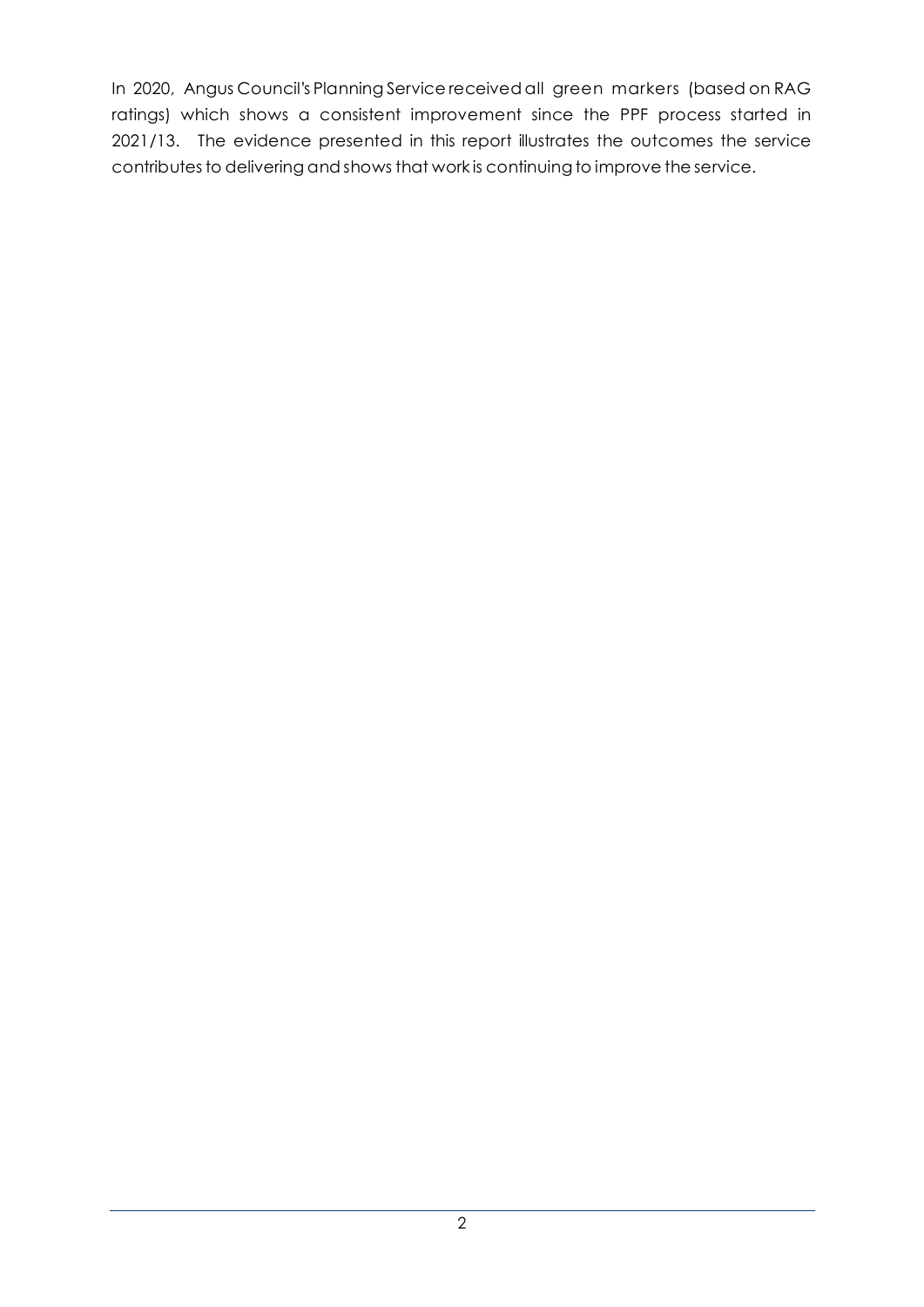In 2020, Angus Council's Planning Service received all green markers (based on RAG ratings) which shows a consistent improvement since the PPF process started in 2021/13. The evidence presented in this report illustrates the outcomes the service contributes to delivering and shows that work is continuing to improve the service.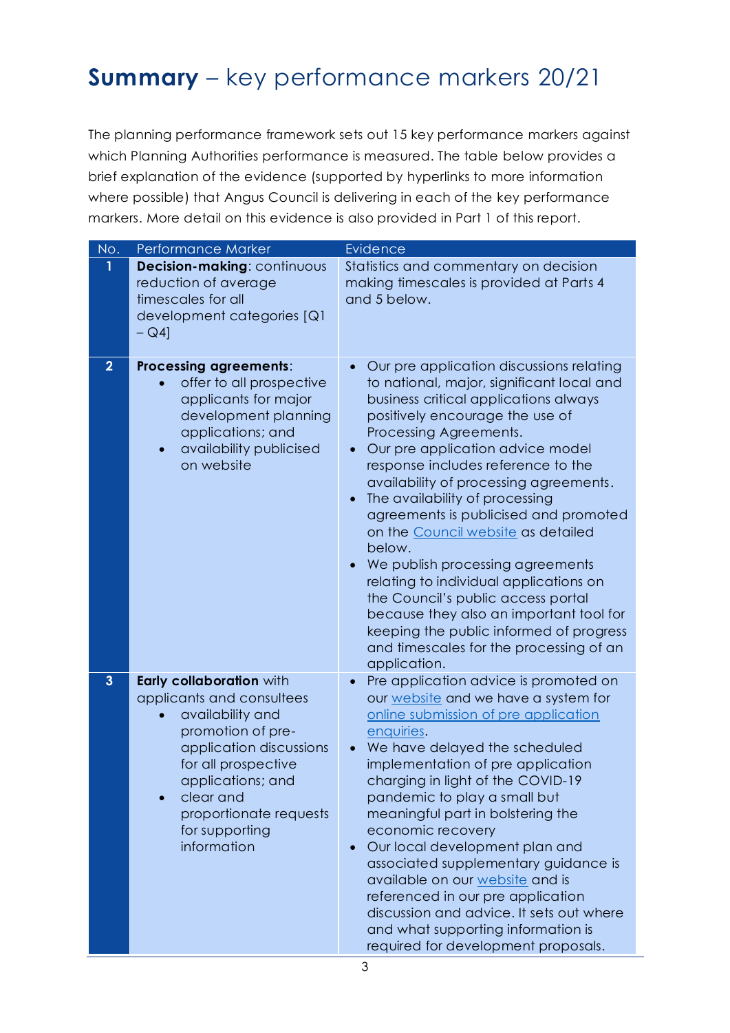# **Summary** – key performance markers 20/21

The planning performance framework sets out 15 key performance markers against which Planning Authorities performance is measured. The table below provides a brief explanation of the evidence (supported by hyperlinks to more information where possible) that Angus Council is delivering in each of the key performance markers. More detail on this evidence is also provided in Part 1 of this report.

| No. | Performance Marker | Evidence |
|---|---|---|
| 1 | **Decision-making**: continuous reduction of average timescales for all development categories [Q1 – Q4] | Statistics and commentary on decision making timescales is provided at Parts 4 and 5 below. |
| 2 | **Processing agreements**: <br>• offer to all prospective applicants for major development planning applications; and <br>• availability publicised on website | • Our pre application discussions relating to national, major, significant local and business critical applications always positively encourage the use of Processing Agreements. <br>• Our pre application advice model response includes reference to the availability of processing agreements. <br>• The availability of processing agreements is publicised and promoted on the Council website as detailed below. <br>• We publish processing agreements relating to individual applications on the Council's public access portal because they also an important tool for keeping the public informed of progress and timescales for the processing of an application. |
| 3 | **Early collaboration** with applicants and consultees <br>• availability and promotion of pre-application discussions for all prospective applications; and <br>• clear and proportionate requests for supporting information | • Pre application advice is promoted on our website and we have a system for online submission of pre application enquiries. <br>• We have delayed the scheduled implementation of pre application charging in light of the COVID-19 pandemic to play a small but meaningful part in bolstering the economic recovery <br>• Our local development plan and associated supplementary guidance is available on our website and is referenced in our pre application discussion and advice. It sets out where and what supporting information is required for development proposals. |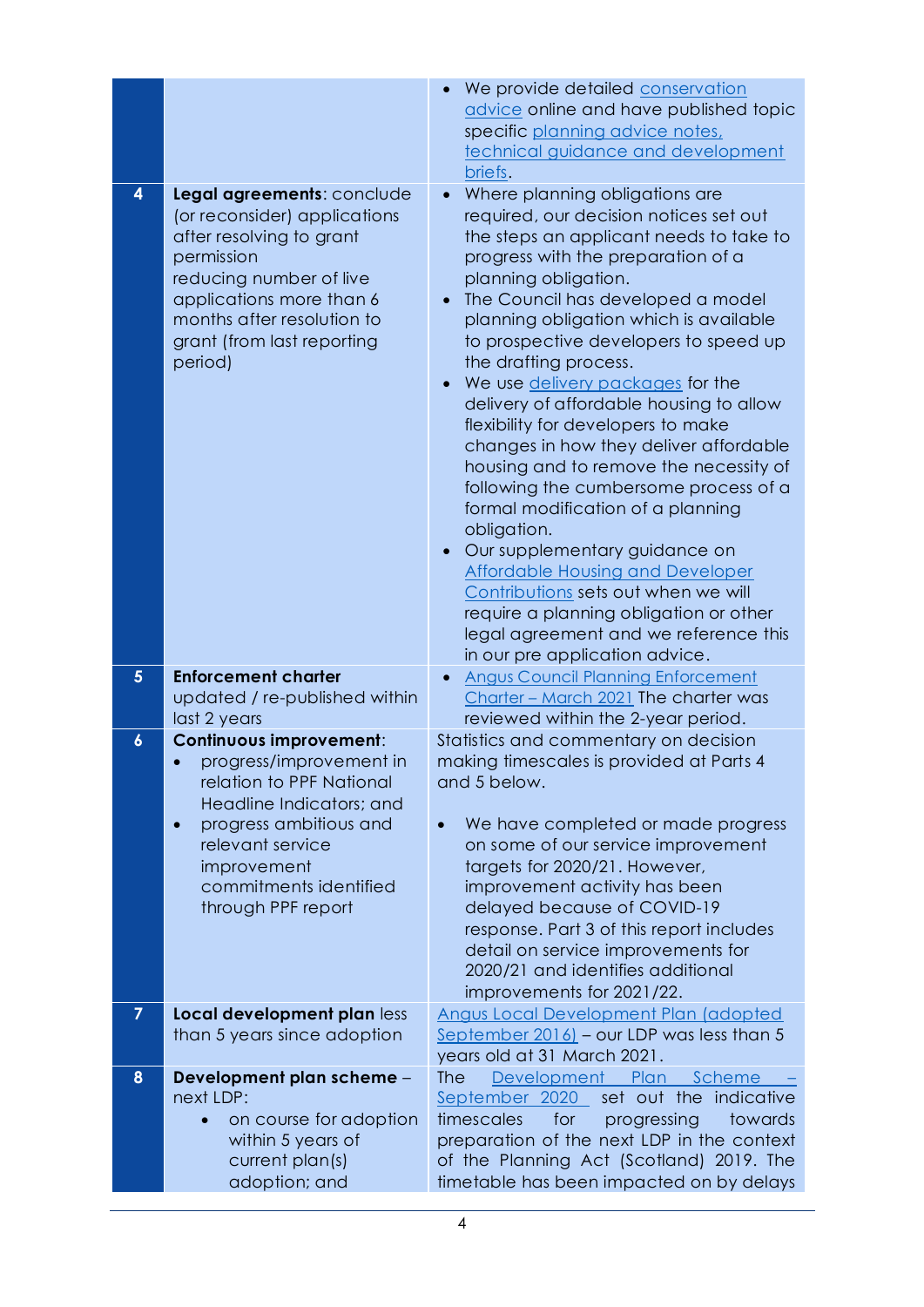| | | |
|---|---|---|
| 8 | | • We provide detailed conservation advice online and have published topic specific planning advice notes, technical guidance and development briefs. |
| 4 | **Legal agreements**: conclude (or reconsider) applications after resolving to grant permission reducing number of live applications more than 6 months after resolution to grant (from last reporting period) | • Where planning obligations are required, our decision notices set out the steps an applicant needs to take to progress with the preparation of a planning obligation.<br>• The Council has developed a model planning obligation which is available to prospective developers to speed up the drafting process.<br>• We use delivery packages for the delivery of affordable housing to allow flexibility for developers to make changes in how they deliver affordable housing and to remove the necessity of following the cumbersome process of a formal modification of a planning obligation.<br>• Our supplementary guidance on Affordable Housing and Developer Contributions sets out when we will require a planning obligation or other legal agreement and we reference this in our pre application advice. |
| 5 | **Enforcement charter** updated / re-published within last 2 years | • Angus Council Planning Enforcement Charter – March 2021 The charter was reviewed within the 2-year period. |
| 6 | **Continuous improvement**:<br>• progress/improvement in relation to PPF National Headline Indicators; and<br>• progress ambitious and relevant service improvement commitments identified through PPF report | Statistics and commentary on decision making timescales is provided at Parts 4 and 5 below.<br><br>• We have completed or made progress on some of our service improvement targets for 2020/21. However, improvement activity has been delayed because of COVID-19 response. Part 3 of this report includes detail on service improvements for 2020/21 and identifies additional improvements for 2021/22. |
| 7 | **Local development plan** less than 5 years since adoption | Angus Local Development Plan (adopted September 2016) – our LDP was less than 5 years old at 31 March 2021. |
| 8 | **Development plan scheme** – next LDP:<br>• on course for adoption within 5 years of current plan(s) adoption; and | The Development Plan Scheme – September 2020 set out the indicative timescales for progressing towards preparation of the next LDP in the context of the Planning Act (Scotland) 2019. The timetable has been impacted on by delays |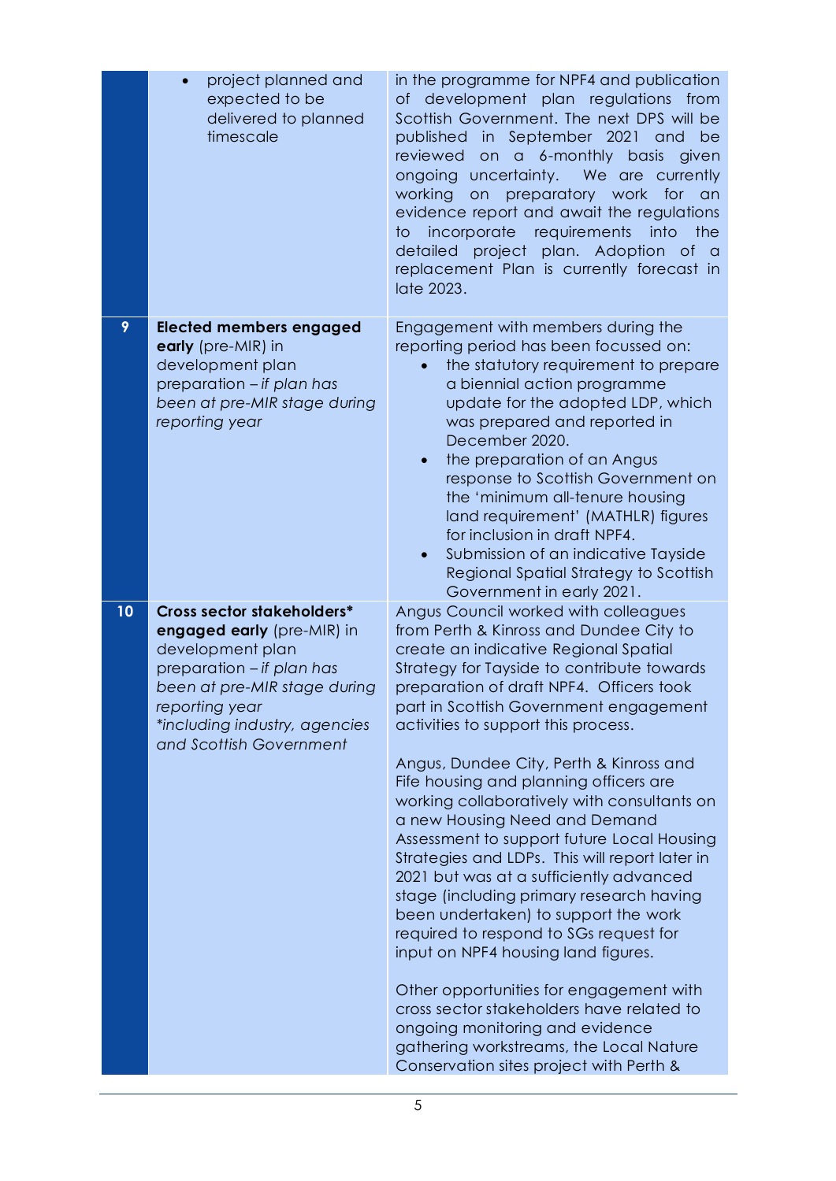| | | |
|---|---|---|
| | • project planned and expected to be delivered to planned timescale | in the programme for NPF4 and publication of development plan regulations from Scottish Government. The next DPS will be published in September 2021 and be reviewed on a 6-monthly basis given ongoing uncertainty. We are currently working on preparatory work for an evidence report and await the regulations to incorporate requirements into the detailed project plan. Adoption of a replacement Plan is currently forecast in late 2023. |
| **9** | **Elected members engaged early** (pre-MIR) in development plan preparation – *if plan has been at pre-MIR stage during reporting year* | Engagement with members during the reporting period has been focussed on:<br>• the statutory requirement to prepare a biennial action programme update for the adopted LDP, which was prepared and reported in December 2020.<br>• the preparation of an Angus response to Scottish Government on the 'minimum all-tenure housing land requirement' (MATHLR) figures for inclusion in draft NPF4.<br>• Submission of an indicative Tayside Regional Spatial Strategy to Scottish Government in early 2021. |
| **10** | **Cross sector stakeholders\* engaged early** (pre-MIR) in development plan preparation – *if plan has been at pre-MIR stage during reporting year*<br>*\*including industry, agencies and Scottish Government* | Angus Council worked with colleagues from Perth & Kinross and Dundee City to create an indicative Regional Spatial Strategy for Tayside to contribute towards preparation of draft NPF4. Officers took part in Scottish Government engagement activities to support this process.<br><br>Angus, Dundee City, Perth & Kinross and Fife housing and planning officers are working collaboratively with consultants on a new Housing Need and Demand Assessment to support future Local Housing Strategies and LDPs. This will report later in 2021 but was at a sufficiently advanced stage (including primary research having been undertaken) to support the work required to respond to SGs request for input on NPF4 housing land figures.<br><br>Other opportunities for engagement with cross sector stakeholders have related to ongoing monitoring and evidence gathering workstreams, the Local Nature Conservation sites project with Perth & |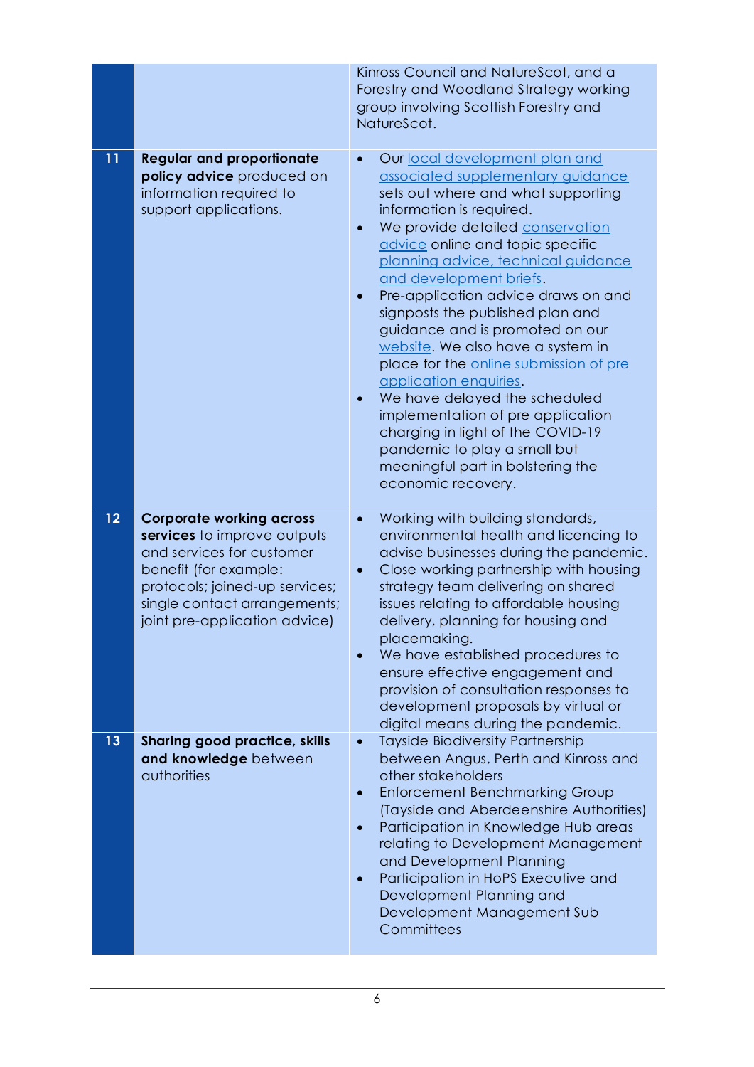| | | |
|---|---|---|
| | | Kinross Council and NatureScot, and a Forestry and Woodland Strategy working group involving Scottish Forestry and NatureScot. |
| 11 | **Regular and proportionate policy advice** produced on information required to support applications. | • Our local development plan and associated supplementary guidance sets out where and what supporting information is required.<br>• We provide detailed conservation advice online and topic specific planning advice, technical guidance and development briefs.<br>• Pre-application advice draws on and signposts the published plan and guidance and is promoted on our website. We also have a system in place for the online submission of pre application enquiries.<br>• We have delayed the scheduled implementation of pre application charging in light of the COVID-19 pandemic to play a small but meaningful part in bolstering the economic recovery. |
| 12 | **Corporate working across services** to improve outputs and services for customer benefit (for example: protocols; joined-up services; single contact arrangements; joint pre-application advice) | • Working with building standards, environmental health and licencing to advise businesses during the pandemic.<br>• Close working partnership with housing strategy team delivering on shared issues relating to affordable housing delivery, planning for housing and placemaking.<br>• We have established procedures to ensure effective engagement and provision of consultation responses to development proposals by virtual or digital means during the pandemic. |
| 13 | **Sharing good practice, skills and knowledge** between authorities | • Tayside Biodiversity Partnership between Angus, Perth and Kinross and other stakeholders<br>• Enforcement Benchmarking Group (Tayside and Aberdeenshire Authorities)<br>• Participation in Knowledge Hub areas relating to Development Management and Development Planning<br>• Participation in HoPS Executive and Development Planning and Development Management Sub Committees |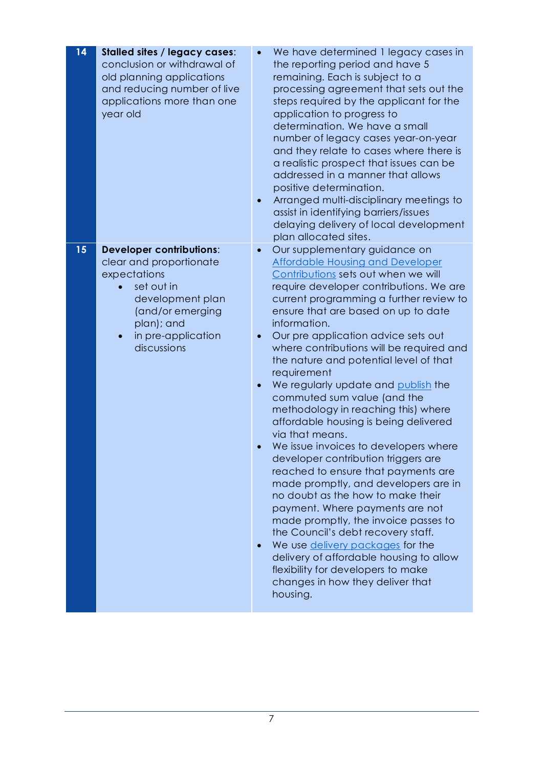| | | |
|---|---|---|
| 14 | **Stalled sites / legacy cases**: conclusion or withdrawal of old planning applications and reducing number of live applications more than one year old | • We have determined 1 legacy cases in the reporting period and have 5 remaining. Each is subject to a processing agreement that sets out the steps required by the applicant for the application to progress to determination. We have a small number of legacy cases year-on-year and they relate to cases where there is a realistic prospect that issues can be addressed in a manner that allows positive determination.<br>• Arranged multi-disciplinary meetings to assist in identifying barriers/issues delaying delivery of local development plan allocated sites. |
| 15 | **Developer contributions**: clear and proportionate expectations<br>• set out in development plan (and/or emerging plan); and<br>• in pre-application discussions | • Our supplementary guidance on Affordable Housing and Developer Contributions sets out when we will require developer contributions. We are current programming a further review to ensure that are based on up to date information.<br>• Our pre application advice sets out where contributions will be required and the nature and potential level of that requirement<br>• We regularly update and publish the commuted sum value (and the methodology in reaching this) where affordable housing is being delivered via that means.<br>• We issue invoices to developers where developer contribution triggers are reached to ensure that payments are made promptly, and developers are in no doubt as the how to make their payment. Where payments are not made promptly, the invoice passes to the Council's debt recovery staff.<br>• We use delivery packages for the delivery of affordable housing to allow flexibility for developers to make changes in how they deliver that housing. |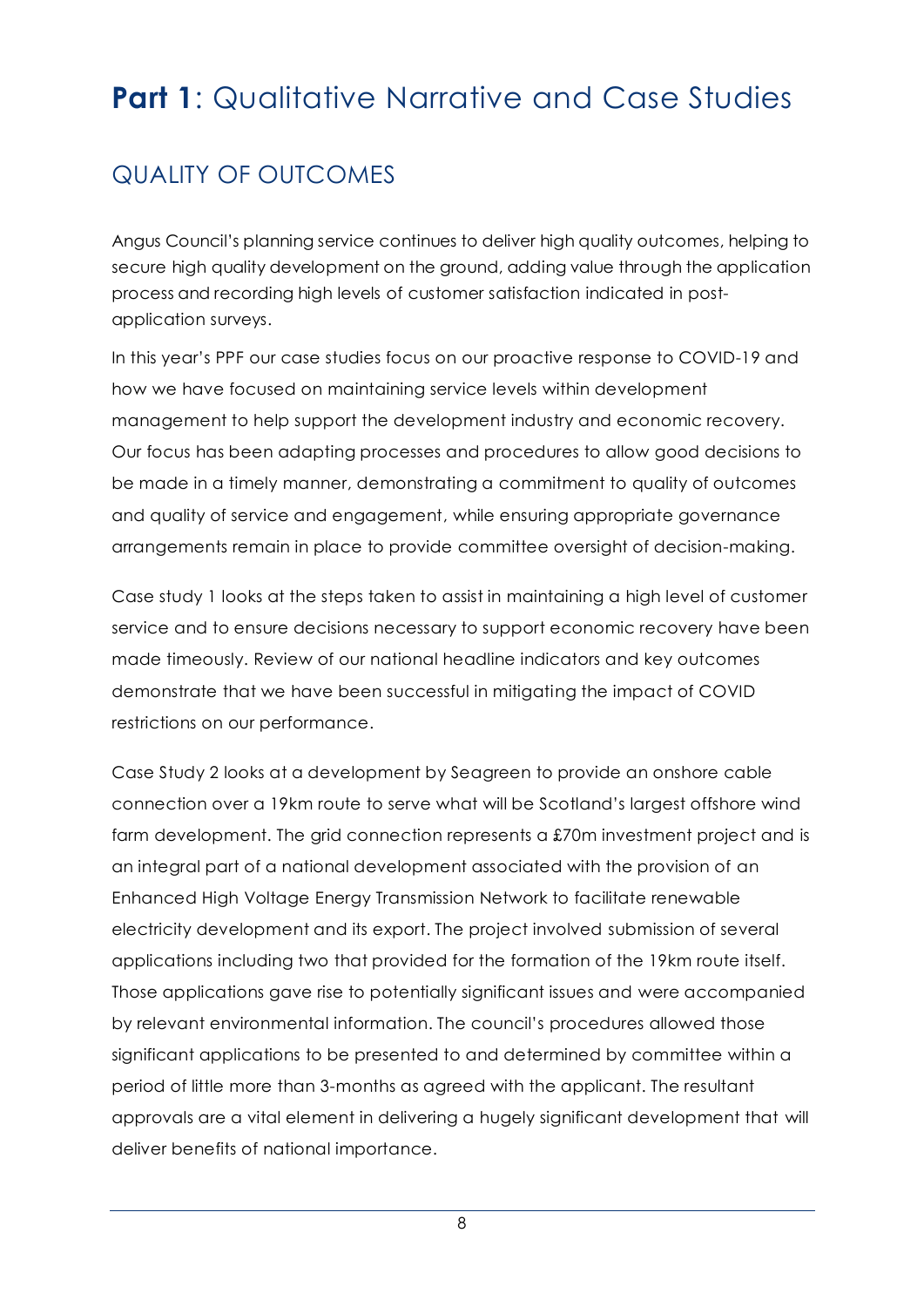# **Part 1**: Qualitative Narrative and Case Studies

## QUALITY OF OUTCOMES

Angus Council's planning service continues to deliver high quality outcomes, helping to secure high quality development on the ground, adding value through the application process and recording high levels of customer satisfaction indicated in post-application surveys.

In this year's PPF our case studies focus on our proactive response to COVID-19 and how we have focused on maintaining service levels within development management to help support the development industry and economic recovery. Our focus has been adapting processes and procedures to allow good decisions to be made in a timely manner, demonstrating a commitment to quality of outcomes and quality of service and engagement, while ensuring appropriate governance arrangements remain in place to provide committee oversight of decision-making.

Case study 1 looks at the steps taken to assist in maintaining a high level of customer service and to ensure decisions necessary to support economic recovery have been made timeously. Review of our national headline indicators and key outcomes demonstrate that we have been successful in mitigating the impact of COVID restrictions on our performance.

Case Study 2 looks at a development by Seagreen to provide an onshore cable connection over a 19km route to serve what will be Scotland's largest offshore wind farm development. The grid connection represents a £70m investment project and is an integral part of a national development associated with the provision of an Enhanced High Voltage Energy Transmission Network to facilitate renewable electricity development and its export. The project involved submission of several applications including two that provided for the formation of the 19km route itself. Those applications gave rise to potentially significant issues and were accompanied by relevant environmental information. The council's procedures allowed those significant applications to be presented to and determined by committee within a period of little more than 3-months as agreed with the applicant. The resultant approvals are a vital element in delivering a hugely significant development that will deliver benefits of national importance.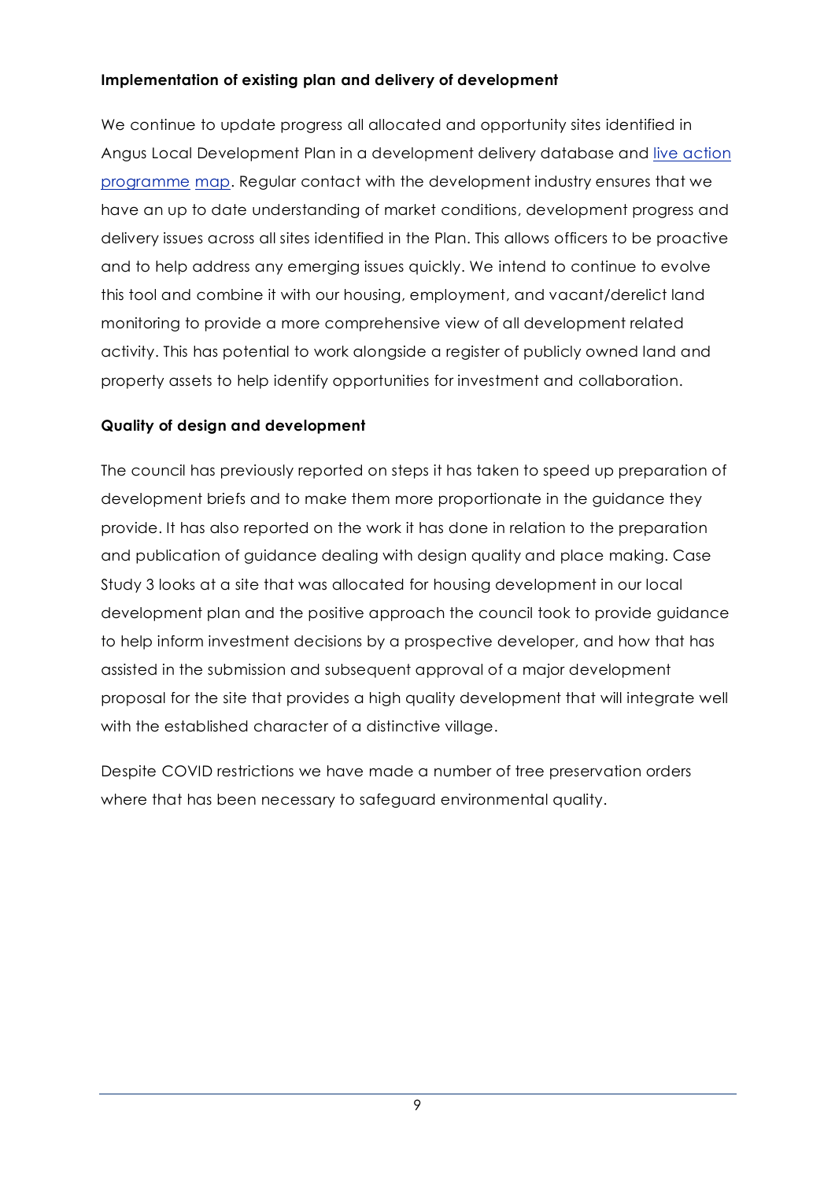**Implementation of existing plan and delivery of development**

We continue to update progress all allocated and opportunity sites identified in Angus Local Development Plan in a development delivery database and live action programme map. Regular contact with the development industry ensures that we have an up to date understanding of market conditions, development progress and delivery issues across all sites identified in the Plan. This allows officers to be proactive and to help address any emerging issues quickly. We intend to continue to evolve this tool and combine it with our housing, employment, and vacant/derelict land monitoring to provide a more comprehensive view of all development related activity. This has potential to work alongside a register of publicly owned land and property assets to help identify opportunities for investment and collaboration.

**Quality of design and development**

The council has previously reported on steps it has taken to speed up preparation of development briefs and to make them more proportionate in the guidance they provide. It has also reported on the work it has done in relation to the preparation and publication of guidance dealing with design quality and place making. Case Study 3 looks at a site that was allocated for housing development in our local development plan and the positive approach the council took to provide guidance to help inform investment decisions by a prospective developer, and how that has assisted in the submission and subsequent approval of a major development proposal for the site that provides a high quality development that will integrate well with the established character of a distinctive village.

Despite COVID restrictions we have made a number of tree preservation orders where that has been necessary to safeguard environmental quality.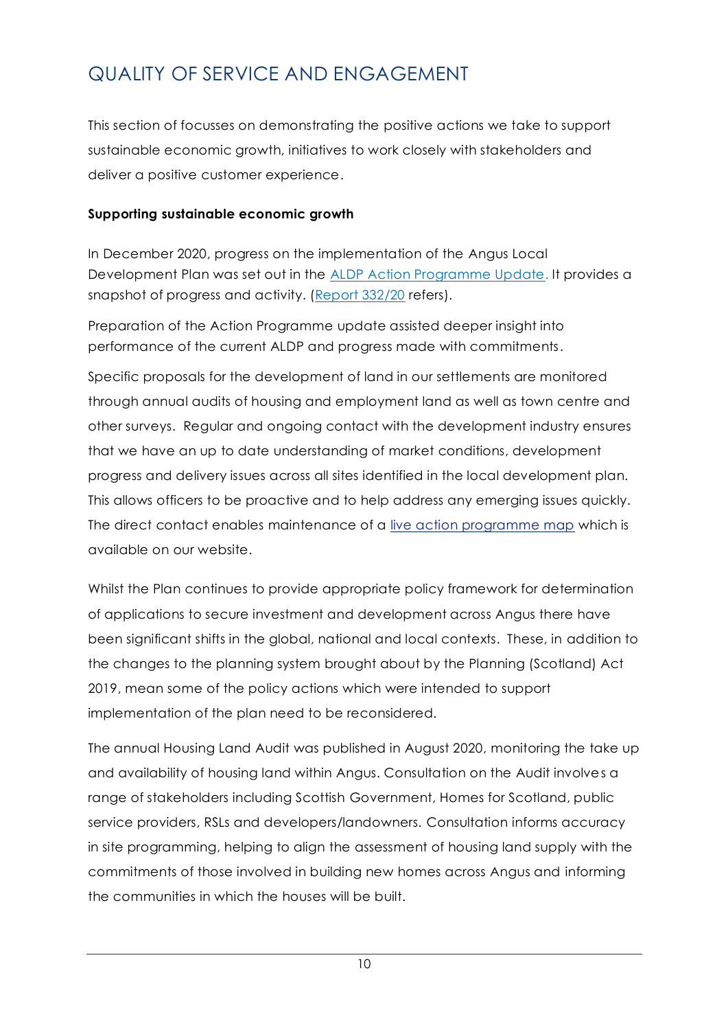# QUALITY OF SERVICE AND ENGAGEMENT

This section of focusses on demonstrating the positive actions we take to support sustainable economic growth, initiatives to work closely with stakeholders and deliver a positive customer experience.

**Supporting sustainable economic growth**

In December 2020, progress on the implementation of the Angus Local Development Plan was set out in the ALDP Action Programme Update. It provides a snapshot of progress and activity. (Report 332/20 refers).

Preparation of the Action Programme update assisted deeper insight into performance of the current ALDP and progress made with commitments.

Specific proposals for the development of land in our settlements are monitored through annual audits of housing and employment land as well as town centre and other surveys. Regular and ongoing contact with the development industry ensures that we have an up to date understanding of market conditions, development progress and delivery issues across all sites identified in the local development plan. This allows officers to be proactive and to help address any emerging issues quickly. The direct contact enables maintenance of a live action programme map which is available on our website.

Whilst the Plan continues to provide appropriate policy framework for determination of applications to secure investment and development across Angus there have been significant shifts in the global, national and local contexts. These, in addition to the changes to the planning system brought about by the Planning (Scotland) Act 2019, mean some of the policy actions which were intended to support implementation of the plan need to be reconsidered.

The annual Housing Land Audit was published in August 2020, monitoring the take up and availability of housing land within Angus. Consultation on the Audit involves a range of stakeholders including Scottish Government, Homes for Scotland, public service providers, RSLs and developers/landowners. Consultation informs accuracy in site programming, helping to align the assessment of housing land supply with the commitments of those involved in building new homes across Angus and informing the communities in which the houses will be built.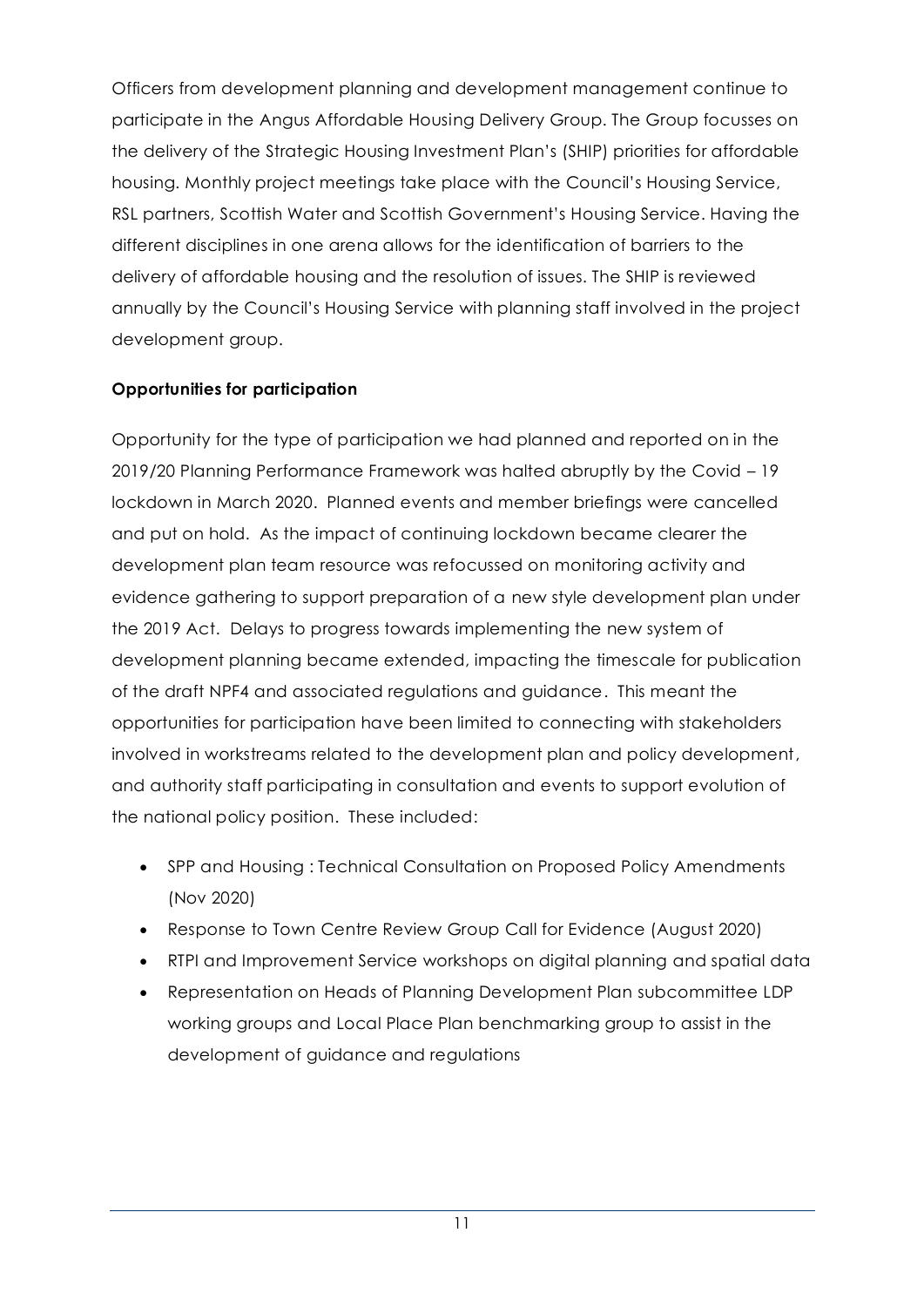Officers from development planning and development management continue to participate in the Angus Affordable Housing Delivery Group. The Group focusses on the delivery of the Strategic Housing Investment Plan's (SHIP) priorities for affordable housing. Monthly project meetings take place with the Council's Housing Service, RSL partners, Scottish Water and Scottish Government's Housing Service. Having the different disciplines in one arena allows for the identification of barriers to the delivery of affordable housing and the resolution of issues. The SHIP is reviewed annually by the Council's Housing Service with planning staff involved in the project development group.

**Opportunities for participation**

Opportunity for the type of participation we had planned and reported on in the 2019/20 Planning Performance Framework was halted abruptly by the Covid – 19 lockdown in March 2020. Planned events and member briefings were cancelled and put on hold. As the impact of continuing lockdown became clearer the development plan team resource was refocussed on monitoring activity and evidence gathering to support preparation of a new style development plan under the 2019 Act. Delays to progress towards implementing the new system of development planning became extended, impacting the timescale for publication of the draft NPF4 and associated regulations and guidance. This meant the opportunities for participation have been limited to connecting with stakeholders involved in workstreams related to the development plan and policy development, and authority staff participating in consultation and events to support evolution of the national policy position. These included:

- SPP and Housing : Technical Consultation on Proposed Policy Amendments (Nov 2020)
- Response to Town Centre Review Group Call for Evidence (August 2020)
- RTPI and Improvement Service workshops on digital planning and spatial data
- Representation on Heads of Planning Development Plan subcommittee LDP working groups and Local Place Plan benchmarking group to assist in the development of guidance and regulations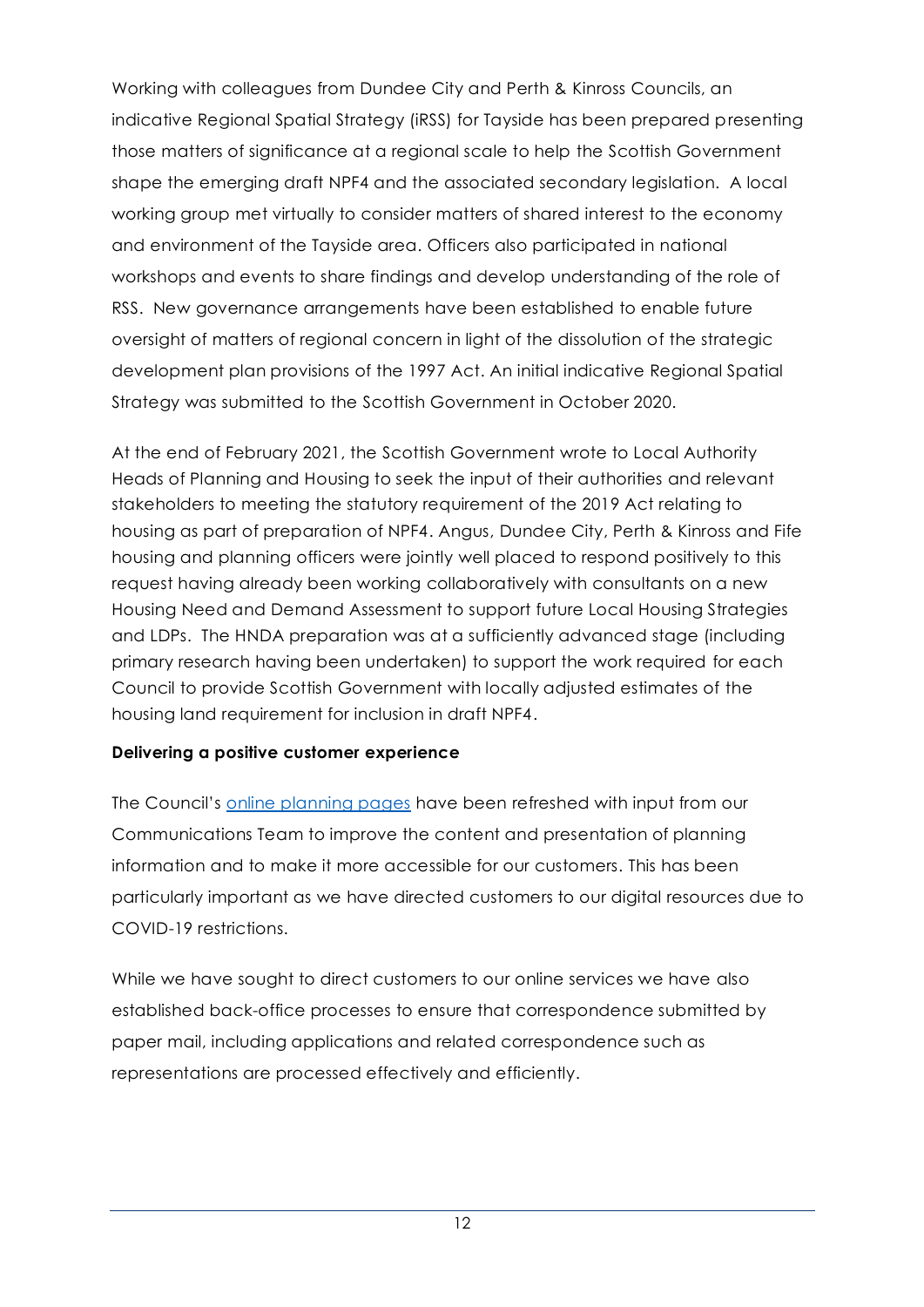Working with colleagues from Dundee City and Perth & Kinross Councils, an indicative Regional Spatial Strategy (iRSS) for Tayside has been prepared presenting those matters of significance at a regional scale to help the Scottish Government shape the emerging draft NPF4 and the associated secondary legislation. A local working group met virtually to consider matters of shared interest to the economy and environment of the Tayside area. Officers also participated in national workshops and events to share findings and develop understanding of the role of RSS. New governance arrangements have been established to enable future oversight of matters of regional concern in light of the dissolution of the strategic development plan provisions of the 1997 Act. An initial indicative Regional Spatial Strategy was submitted to the Scottish Government in October 2020.

At the end of February 2021, the Scottish Government wrote to Local Authority Heads of Planning and Housing to seek the input of their authorities and relevant stakeholders to meeting the statutory requirement of the 2019 Act relating to housing as part of preparation of NPF4. Angus, Dundee City, Perth & Kinross and Fife housing and planning officers were jointly well placed to respond positively to this request having already been working collaboratively with consultants on a new Housing Need and Demand Assessment to support future Local Housing Strategies and LDPs. The HNDA preparation was at a sufficiently advanced stage (including primary research having been undertaken) to support the work required for each Council to provide Scottish Government with locally adjusted estimates of the housing land requirement for inclusion in draft NPF4.

**Delivering a positive customer experience**

The Council's online planning pages have been refreshed with input from our Communications Team to improve the content and presentation of planning information and to make it more accessible for our customers. This has been particularly important as we have directed customers to our digital resources due to COVID-19 restrictions.

While we have sought to direct customers to our online services we have also established back-office processes to ensure that correspondence submitted by paper mail, including applications and related correspondence such as representations are processed effectively and efficiently.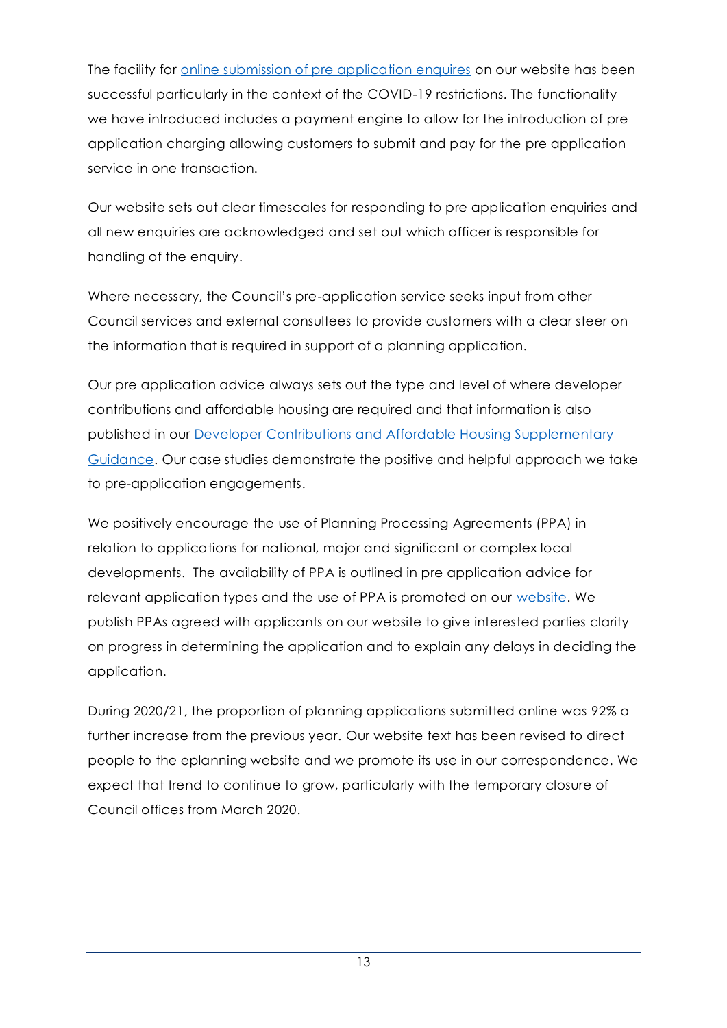The facility for online submission of pre application enquires on our website has been successful particularly in the context of the COVID-19 restrictions. The functionality we have introduced includes a payment engine to allow for the introduction of pre application charging allowing customers to submit and pay for the pre application service in one transaction.

Our website sets out clear timescales for responding to pre application enquiries and all new enquiries are acknowledged and set out which officer is responsible for handling of the enquiry.

Where necessary, the Council's pre-application service seeks input from other Council services and external consultees to provide customers with a clear steer on the information that is required in support of a planning application.

Our pre application advice always sets out the type and level of where developer contributions and affordable housing are required and that information is also published in our Developer Contributions and Affordable Housing Supplementary Guidance. Our case studies demonstrate the positive and helpful approach we take to pre-application engagements.

We positively encourage the use of Planning Processing Agreements (PPA) in relation to applications for national, major and significant or complex local developments. The availability of PPA is outlined in pre application advice for relevant application types and the use of PPA is promoted on our website. We publish PPAs agreed with applicants on our website to give interested parties clarity on progress in determining the application and to explain any delays in deciding the application.

During 2020/21, the proportion of planning applications submitted online was 92% a further increase from the previous year. Our website text has been revised to direct people to the eplanning website and we promote its use in our correspondence. We expect that trend to continue to grow, particularly with the temporary closure of Council offices from March 2020.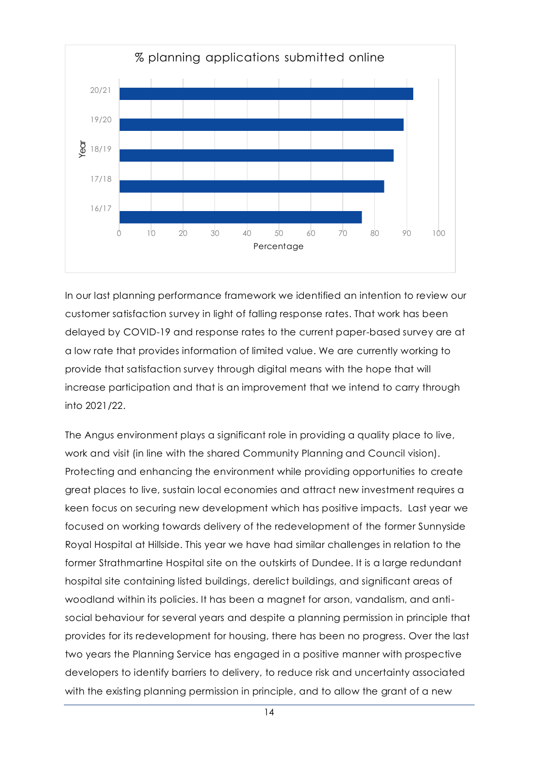% planning applications submitted online

| Year | Percentage |
|---|---|
| 20/21 | 92 |
| 19/20 | 89 |
| 18/19 | 86 |
| 17/18 | 83 |
| 16/17 | 76 |

In our last planning performance framework we identified an intention to review our customer satisfaction survey in light of falling response rates. That work has been delayed by COVID-19 and response rates to the current paper-based survey are at a low rate that provides information of limited value. We are currently working to provide that satisfaction survey through digital means with the hope that will increase participation and that is an improvement that we intend to carry through into 2021/22.

The Angus environment plays a significant role in providing a quality place to live, work and visit (in line with the shared Community Planning and Council vision). Protecting and enhancing the environment while providing opportunities to create great places to live, sustain local economies and attract new investment requires a keen focus on securing new development which has positive impacts. Last year we focused on working towards delivery of the redevelopment of the former Sunnyside Royal Hospital at Hillside. This year we have had similar challenges in relation to the former Strathmartine Hospital site on the outskirts of Dundee. It is a large redundant hospital site containing listed buildings, derelict buildings, and significant areas of woodland within its policies. It has been a magnet for arson, vandalism, and anti-social behaviour for several years and despite a planning permission in principle that provides for its redevelopment for housing, there has been no progress. Over the last two years the Planning Service has engaged in a positive manner with prospective developers to identify barriers to delivery, to reduce risk and uncertainty associated with the existing planning permission in principle, and to allow the grant of a new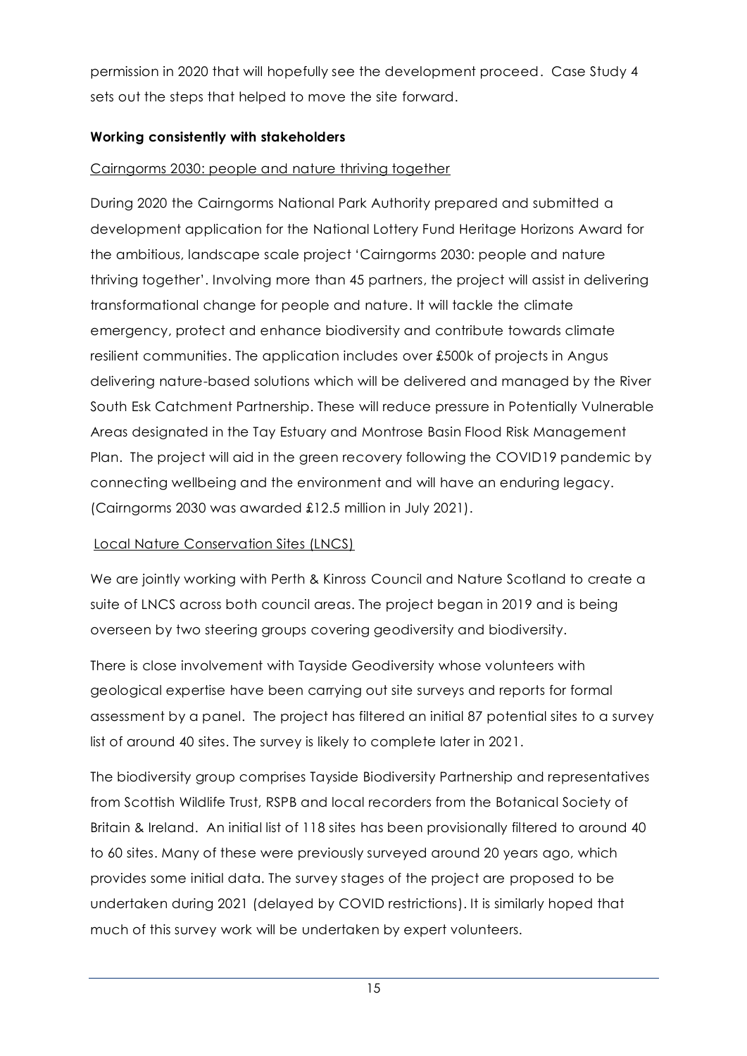permission in 2020 that will hopefully see the development proceed. Case Study 4 sets out the steps that helped to move the site forward.

**Working consistently with stakeholders**

Cairngorms 2030: people and nature thriving together

During 2020 the Cairngorms National Park Authority prepared and submitted a development application for the National Lottery Fund Heritage Horizons Award for the ambitious, landscape scale project 'Cairngorms 2030: people and nature thriving together'. Involving more than 45 partners, the project will assist in delivering transformational change for people and nature. It will tackle the climate emergency, protect and enhance biodiversity and contribute towards climate resilient communities. The application includes over £500k of projects in Angus delivering nature-based solutions which will be delivered and managed by the River South Esk Catchment Partnership. These will reduce pressure in Potentially Vulnerable Areas designated in the Tay Estuary and Montrose Basin Flood Risk Management Plan. The project will aid in the green recovery following the COVID19 pandemic by connecting wellbeing and the environment and will have an enduring legacy. (Cairngorms 2030 was awarded £12.5 million in July 2021).

Local Nature Conservation Sites (LNCS)

We are jointly working with Perth & Kinross Council and Nature Scotland to create a suite of LNCS across both council areas. The project began in 2019 and is being overseen by two steering groups covering geodiversity and biodiversity.

There is close involvement with Tayside Geodiversity whose volunteers with geological expertise have been carrying out site surveys and reports for formal assessment by a panel. The project has filtered an initial 87 potential sites to a survey list of around 40 sites. The survey is likely to complete later in 2021.

The biodiversity group comprises Tayside Biodiversity Partnership and representatives from Scottish Wildlife Trust, RSPB and local recorders from the Botanical Society of Britain & Ireland. An initial list of 118 sites has been provisionally filtered to around 40 to 60 sites. Many of these were previously surveyed around 20 years ago, which provides some initial data. The survey stages of the project are proposed to be undertaken during 2021 (delayed by COVID restrictions). It is similarly hoped that much of this survey work will be undertaken by expert volunteers.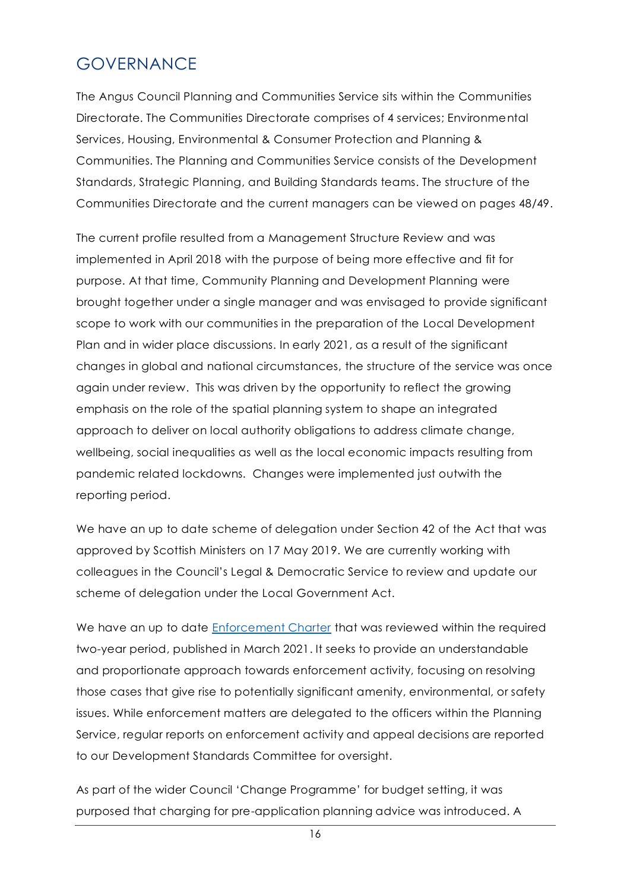# GOVERNANCE

The Angus Council Planning and Communities Service sits within the Communities Directorate. The Communities Directorate comprises of 4 services; Environmental Services, Housing, Environmental & Consumer Protection and Planning & Communities. The Planning and Communities Service consists of the Development Standards, Strategic Planning, and Building Standards teams. The structure of the Communities Directorate and the current managers can be viewed on pages 48/49.

The current profile resulted from a Management Structure Review and was implemented in April 2018 with the purpose of being more effective and fit for purpose. At that time, Community Planning and Development Planning were brought together under a single manager and was envisaged to provide significant scope to work with our communities in the preparation of the Local Development Plan and in wider place discussions. In early 2021, as a result of the significant changes in global and national circumstances, the structure of the service was once again under review. This was driven by the opportunity to reflect the growing emphasis on the role of the spatial planning system to shape an integrated approach to deliver on local authority obligations to address climate change, wellbeing, social inequalities as well as the local economic impacts resulting from pandemic related lockdowns. Changes were implemented just outwith the reporting period.

We have an up to date scheme of delegation under Section 42 of the Act that was approved by Scottish Ministers on 17 May 2019. We are currently working with colleagues in the Council's Legal & Democratic Service to review and update our scheme of delegation under the Local Government Act.

We have an up to date [Enforcement Charter] that was reviewed within the required two-year period, published in March 2021. It seeks to provide an understandable and proportionate approach towards enforcement activity, focusing on resolving those cases that give rise to potentially significant amenity, environmental, or safety issues. While enforcement matters are delegated to the officers within the Planning Service, regular reports on enforcement activity and appeal decisions are reported to our Development Standards Committee for oversight.

As part of the wider Council 'Change Programme' for budget setting, it was purposed that charging for pre-application planning advice was introduced. A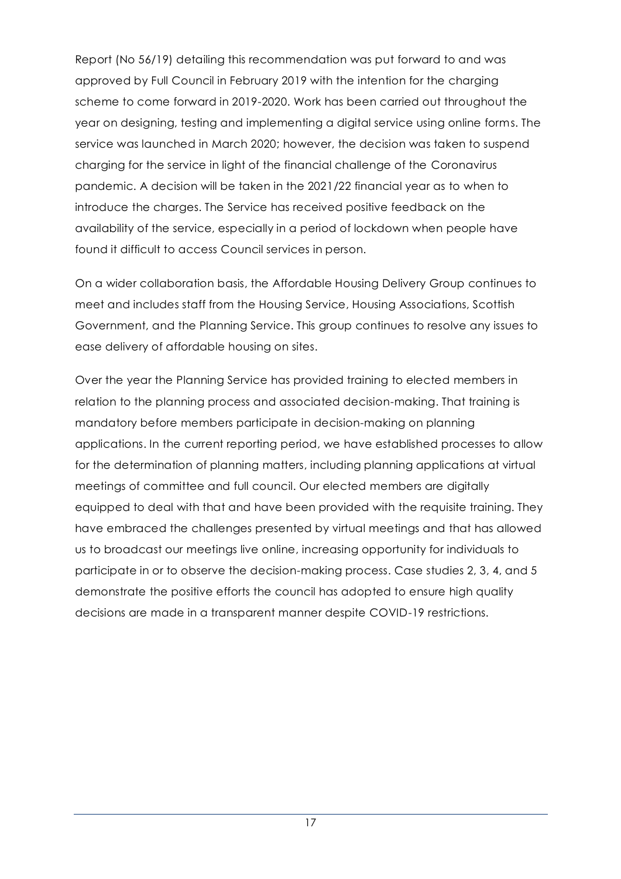Report (No 56/19) detailing this recommendation was put forward to and was approved by Full Council in February 2019 with the intention for the charging scheme to come forward in 2019-2020. Work has been carried out throughout the year on designing, testing and implementing a digital service using online forms. The service was launched in March 2020; however, the decision was taken to suspend charging for the service in light of the financial challenge of the Coronavirus pandemic. A decision will be taken in the 2021/22 financial year as to when to introduce the charges. The Service has received positive feedback on the availability of the service, especially in a period of lockdown when people have found it difficult to access Council services in person.

On a wider collaboration basis, the Affordable Housing Delivery Group continues to meet and includes staff from the Housing Service, Housing Associations, Scottish Government, and the Planning Service. This group continues to resolve any issues to ease delivery of affordable housing on sites.

Over the year the Planning Service has provided training to elected members in relation to the planning process and associated decision-making. That training is mandatory before members participate in decision-making on planning applications. In the current reporting period, we have established processes to allow for the determination of planning matters, including planning applications at virtual meetings of committee and full council. Our elected members are digitally equipped to deal with that and have been provided with the requisite training. They have embraced the challenges presented by virtual meetings and that has allowed us to broadcast our meetings live online, increasing opportunity for individuals to participate in or to observe the decision-making process. Case studies 2, 3, 4, and 5 demonstrate the positive efforts the council has adopted to ensure high quality decisions are made in a transparent manner despite COVID-19 restrictions.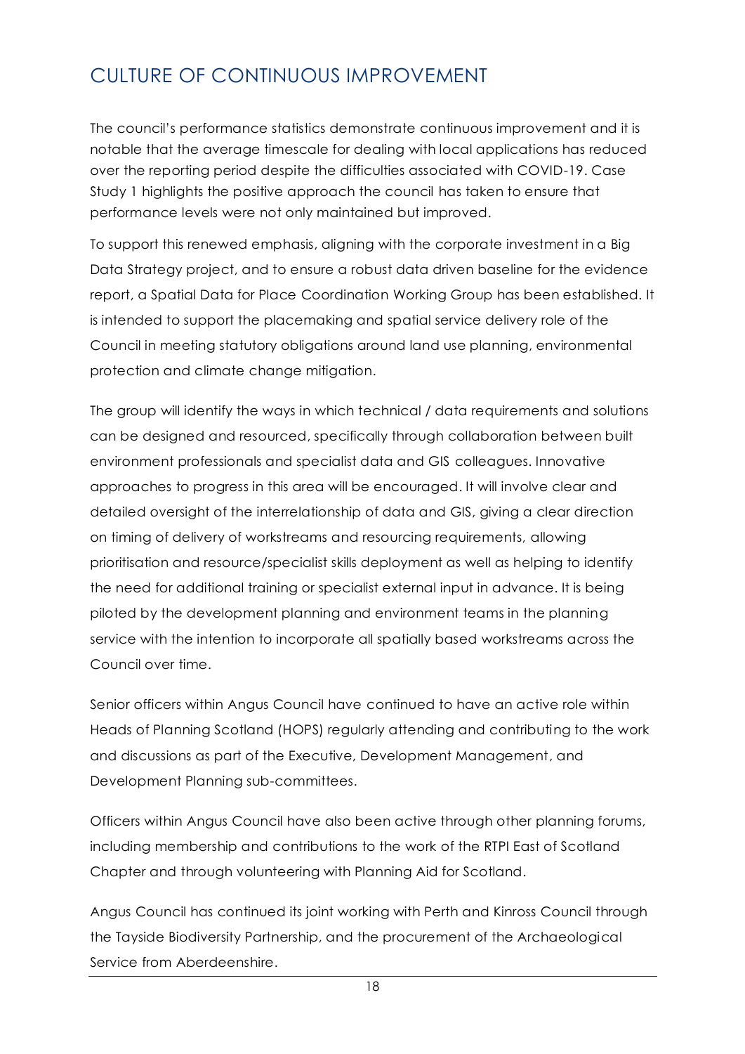# CULTURE OF CONTINUOUS IMPROVEMENT

The council's performance statistics demonstrate continuous improvement and it is notable that the average timescale for dealing with local applications has reduced over the reporting period despite the difficulties associated with COVID-19. Case Study 1 highlights the positive approach the council has taken to ensure that performance levels were not only maintained but improved.

To support this renewed emphasis, aligning with the corporate investment in a Big Data Strategy project, and to ensure a robust data driven baseline for the evidence report, a Spatial Data for Place Coordination Working Group has been established. It is intended to support the placemaking and spatial service delivery role of the Council in meeting statutory obligations around land use planning, environmental protection and climate change mitigation.

The group will identify the ways in which technical / data requirements and solutions can be designed and resourced, specifically through collaboration between built environment professionals and specialist data and GIS colleagues. Innovative approaches to progress in this area will be encouraged. It will involve clear and detailed oversight of the interrelationship of data and GIS, giving a clear direction on timing of delivery of workstreams and resourcing requirements, allowing prioritisation and resource/specialist skills deployment as well as helping to identify the need for additional training or specialist external input in advance. It is being piloted by the development planning and environment teams in the planning service with the intention to incorporate all spatially based workstreams across the Council over time.

Senior officers within Angus Council have continued to have an active role within Heads of Planning Scotland (HOPS) regularly attending and contributing to the work and discussions as part of the Executive, Development Management, and Development Planning sub-committees.

Officers within Angus Council have also been active through other planning forums, including membership and contributions to the work of the RTPI East of Scotland Chapter and through volunteering with Planning Aid for Scotland.

Angus Council has continued its joint working with Perth and Kinross Council through the Tayside Biodiversity Partnership, and the procurement of the Archaeological Service from Aberdeenshire.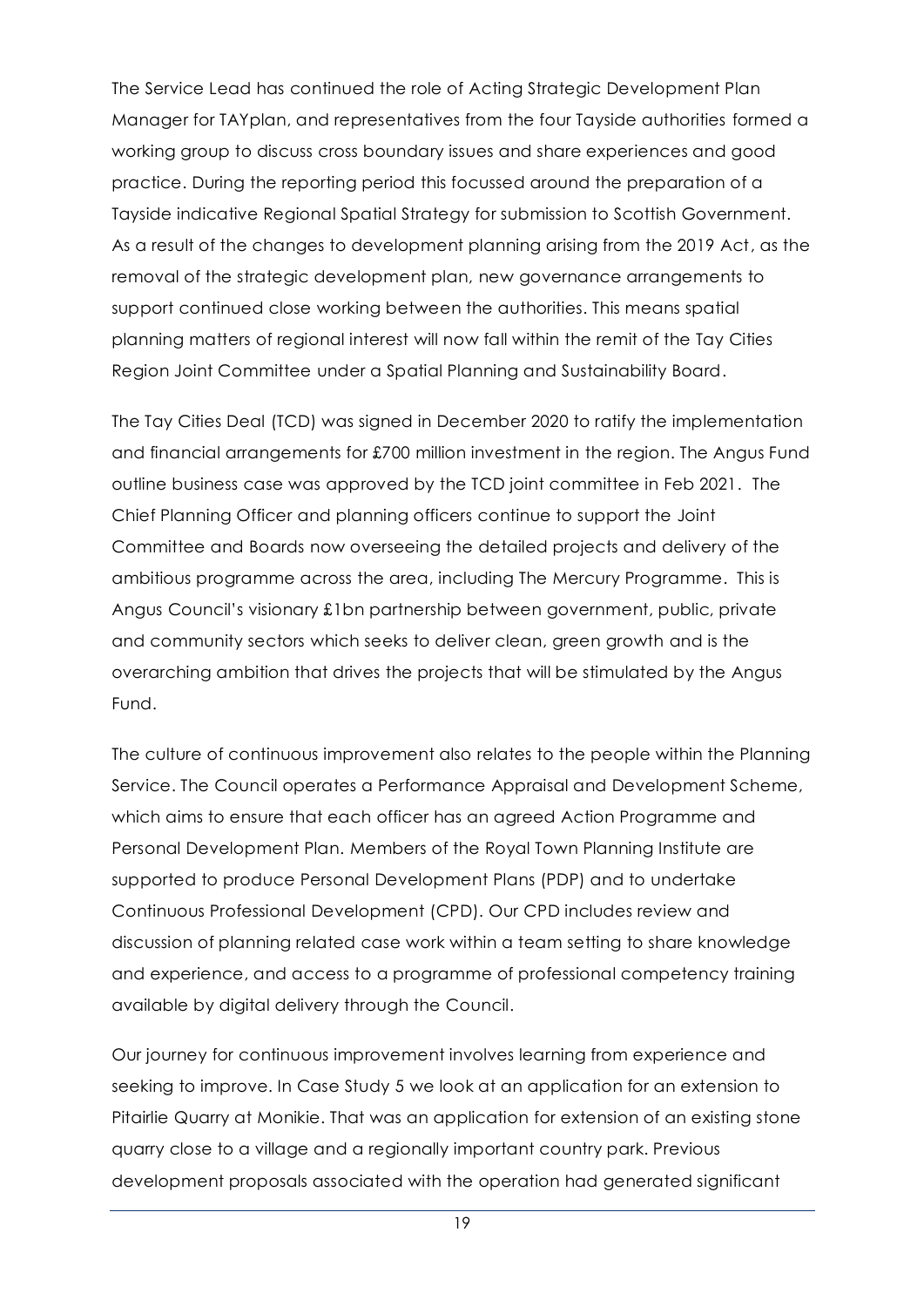The Service Lead has continued the role of Acting Strategic Development Plan Manager for TAYplan, and representatives from the four Tayside authorities formed a working group to discuss cross boundary issues and share experiences and good practice. During the reporting period this focussed around the preparation of a Tayside indicative Regional Spatial Strategy for submission to Scottish Government. As a result of the changes to development planning arising from the 2019 Act, as the removal of the strategic development plan, new governance arrangements to support continued close working between the authorities. This means spatial planning matters of regional interest will now fall within the remit of the Tay Cities Region Joint Committee under a Spatial Planning and Sustainability Board.

The Tay Cities Deal (TCD) was signed in December 2020 to ratify the implementation and financial arrangements for £700 million investment in the region. The Angus Fund outline business case was approved by the TCD joint committee in Feb 2021. The Chief Planning Officer and planning officers continue to support the Joint Committee and Boards now overseeing the detailed projects and delivery of the ambitious programme across the area, including The Mercury Programme. This is Angus Council's visionary £1bn partnership between government, public, private and community sectors which seeks to deliver clean, green growth and is the overarching ambition that drives the projects that will be stimulated by the Angus Fund.

The culture of continuous improvement also relates to the people within the Planning Service. The Council operates a Performance Appraisal and Development Scheme, which aims to ensure that each officer has an agreed Action Programme and Personal Development Plan. Members of the Royal Town Planning Institute are supported to produce Personal Development Plans (PDP) and to undertake Continuous Professional Development (CPD). Our CPD includes review and discussion of planning related case work within a team setting to share knowledge and experience, and access to a programme of professional competency training available by digital delivery through the Council.

Our journey for continuous improvement involves learning from experience and seeking to improve. In Case Study 5 we look at an application for an extension to Pitairlie Quarry at Monikie. That was an application for extension of an existing stone quarry close to a village and a regionally important country park. Previous development proposals associated with the operation had generated significant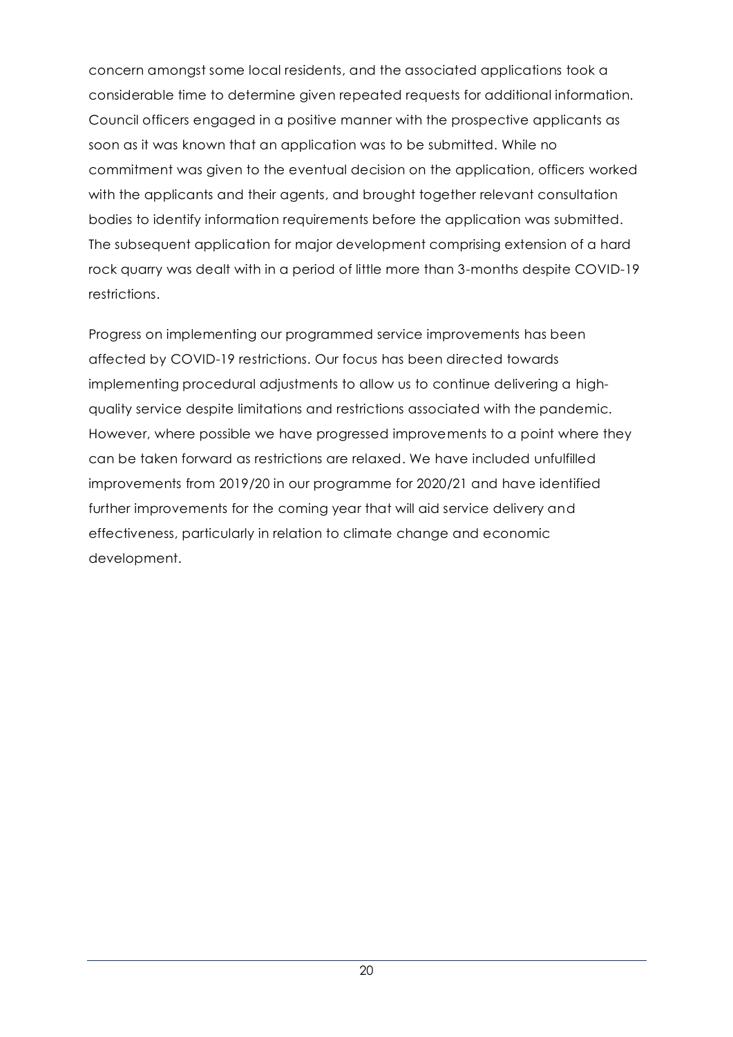concern amongst some local residents, and the associated applications took a considerable time to determine given repeated requests for additional information. Council officers engaged in a positive manner with the prospective applicants as soon as it was known that an application was to be submitted. While no commitment was given to the eventual decision on the application, officers worked with the applicants and their agents, and brought together relevant consultation bodies to identify information requirements before the application was submitted. The subsequent application for major development comprising extension of a hard rock quarry was dealt with in a period of little more than 3-months despite COVID-19 restrictions.

Progress on implementing our programmed service improvements has been affected by COVID-19 restrictions. Our focus has been directed towards implementing procedural adjustments to allow us to continue delivering a high-quality service despite limitations and restrictions associated with the pandemic. However, where possible we have progressed improvements to a point where they can be taken forward as restrictions are relaxed. We have included unfulfilled improvements from 2019/20 in our programme for 2020/21 and have identified further improvements for the coming year that will aid service delivery and effectiveness, particularly in relation to climate change and economic development.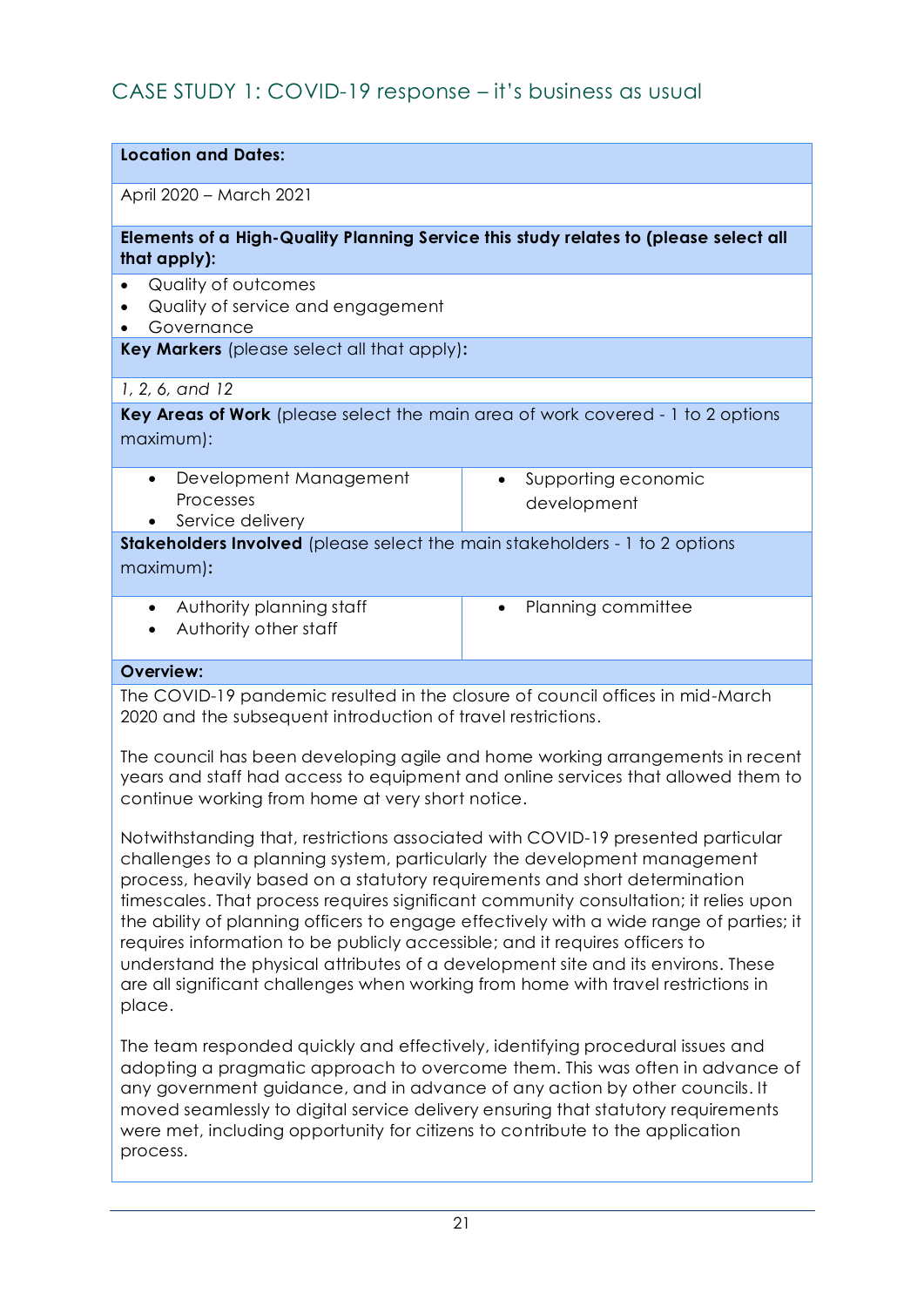## CASE STUDY 1: COVID-19 response – it's business as usual

| **Location and Dates:** | |
|---|---|
| April 2020 – March 2021 | |
| **Elements of a High-Quality Planning Service this study relates to (please select all that apply):** | |
| • Quality of outcomes<br>• Quality of service and engagement<br>• Governance | |
| **Key Markers** (please select all that apply)**:** | |
| *1, 2, 6, and 12* | |
| **Key Areas of Work** (please select the main area of work covered - 1 to 2 options maximum): | |
| • Development Management Processes<br>• Service delivery | • Supporting economic development |
| **Stakeholders Involved** (please select the main stakeholders - 1 to 2 options maximum)**:** | |
| • Authority planning staff<br>• Authority other staff | • Planning committee |
| **Overview:** | |

The COVID-19 pandemic resulted in the closure of council offices in mid-March 2020 and the subsequent introduction of travel restrictions.

The council has been developing agile and home working arrangements in recent years and staff had access to equipment and online services that allowed them to continue working from home at very short notice.

Notwithstanding that, restrictions associated with COVID-19 presented particular challenges to a planning system, particularly the development management process, heavily based on a statutory requirements and short determination timescales. That process requires significant community consultation; it relies upon the ability of planning officers to engage effectively with a wide range of parties; it requires information to be publicly accessible; and it requires officers to understand the physical attributes of a development site and its environs. These are all significant challenges when working from home with travel restrictions in place.

The team responded quickly and effectively, identifying procedural issues and adopting a pragmatic approach to overcome them. This was often in advance of any government guidance, and in advance of any action by other councils. It moved seamlessly to digital service delivery ensuring that statutory requirements were met, including opportunity for citizens to contribute to the application process.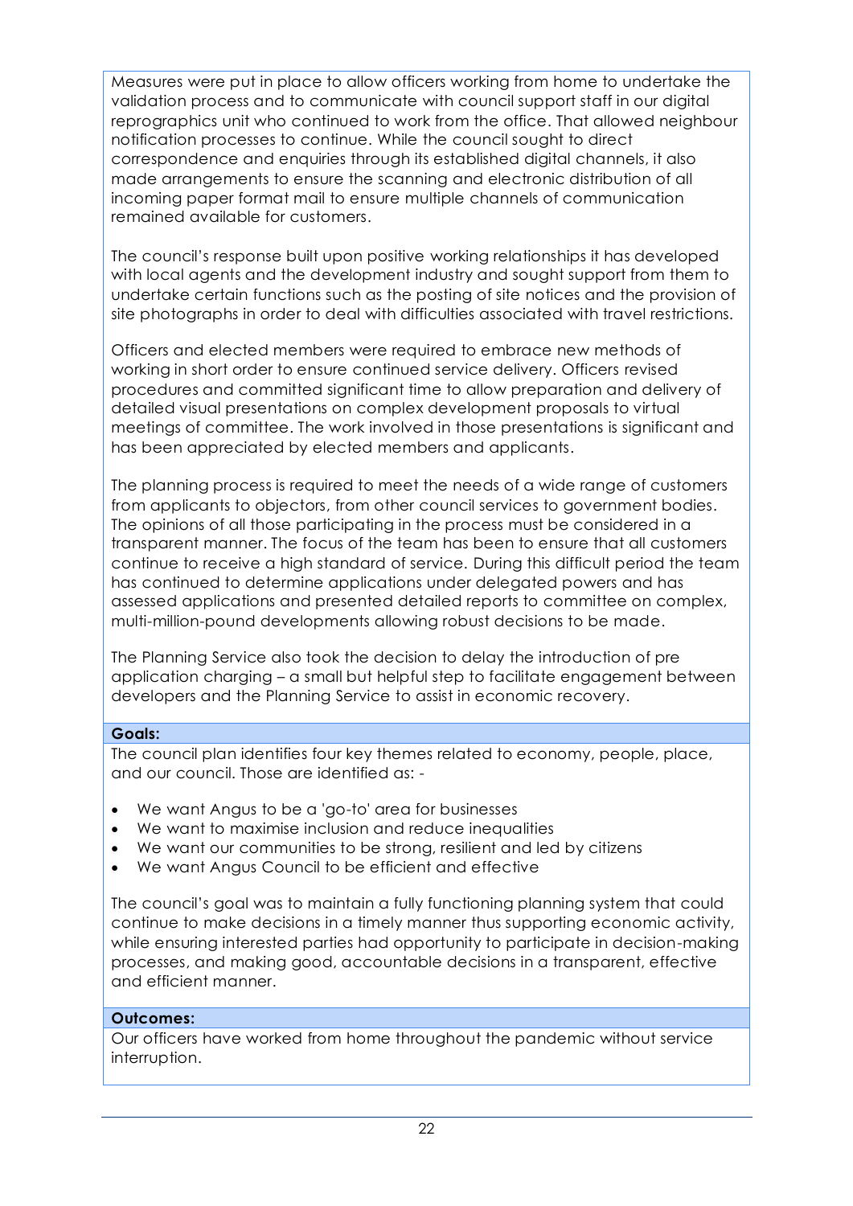Measures were put in place to allow officers working from home to undertake the validation process and to communicate with council support staff in our digital reprographics unit who continued to work from the office. That allowed neighbour notification processes to continue. While the council sought to direct correspondence and enquiries through its established digital channels, it also made arrangements to ensure the scanning and electronic distribution of all incoming paper format mail to ensure multiple channels of communication remained available for customers.

The council's response built upon positive working relationships it has developed with local agents and the development industry and sought support from them to undertake certain functions such as the posting of site notices and the provision of site photographs in order to deal with difficulties associated with travel restrictions.

Officers and elected members were required to embrace new methods of working in short order to ensure continued service delivery. Officers revised procedures and committed significant time to allow preparation and delivery of detailed visual presentations on complex development proposals to virtual meetings of committee. The work involved in those presentations is significant and has been appreciated by elected members and applicants.

The planning process is required to meet the needs of a wide range of customers from applicants to objectors, from other council services to government bodies. The opinions of all those participating in the process must be considered in a transparent manner. The focus of the team has been to ensure that all customers continue to receive a high standard of service. During this difficult period the team has continued to determine applications under delegated powers and has assessed applications and presented detailed reports to committee on complex, multi-million-pound developments allowing robust decisions to be made.

The Planning Service also took the decision to delay the introduction of pre application charging – a small but helpful step to facilitate engagement between developers and the Planning Service to assist in economic recovery.

**Goals:**

The council plan identifies four key themes related to economy, people, place, and our council. Those are identified as: -

- We want Angus to be a 'go-to' area for businesses
- We want to maximise inclusion and reduce inequalities
- We want our communities to be strong, resilient and led by citizens
- We want Angus Council to be efficient and effective

The council's goal was to maintain a fully functioning planning system that could continue to make decisions in a timely manner thus supporting economic activity, while ensuring interested parties had opportunity to participate in decision-making processes, and making good, accountable decisions in a transparent, effective and efficient manner.

**Outcomes:**

Our officers have worked from home throughout the pandemic without service interruption.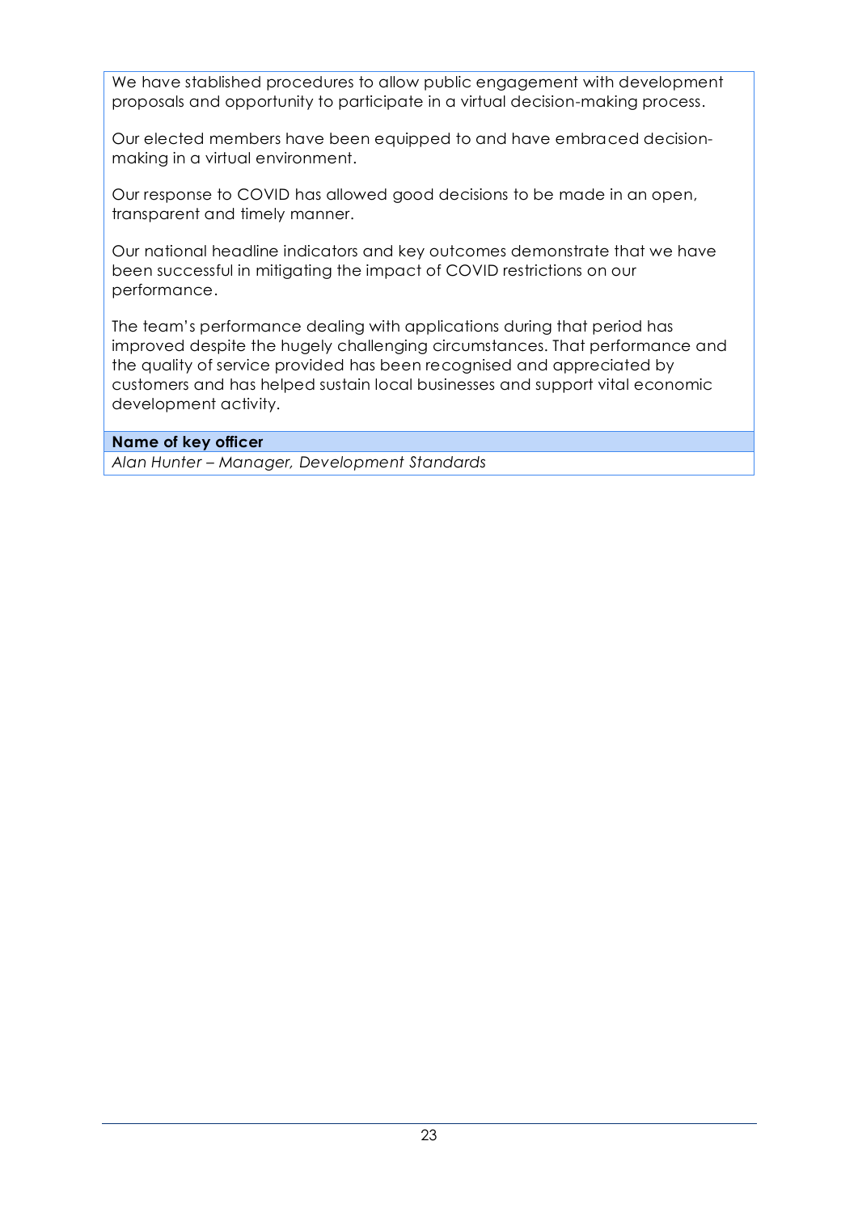We have stablished procedures to allow public engagement with development proposals and opportunity to participate in a virtual decision-making process.

Our elected members have been equipped to and have embraced decision-making in a virtual environment.

Our response to COVID has allowed good decisions to be made in an open, transparent and timely manner.

Our national headline indicators and key outcomes demonstrate that we have been successful in mitigating the impact of COVID restrictions on our performance.

The team's performance dealing with applications during that period has improved despite the hugely challenging circumstances. That performance and the quality of service provided has been recognised and appreciated by customers and has helped sustain local businesses and support vital economic development activity.

**Name of key officer**

*Alan Hunter – Manager, Development Standards*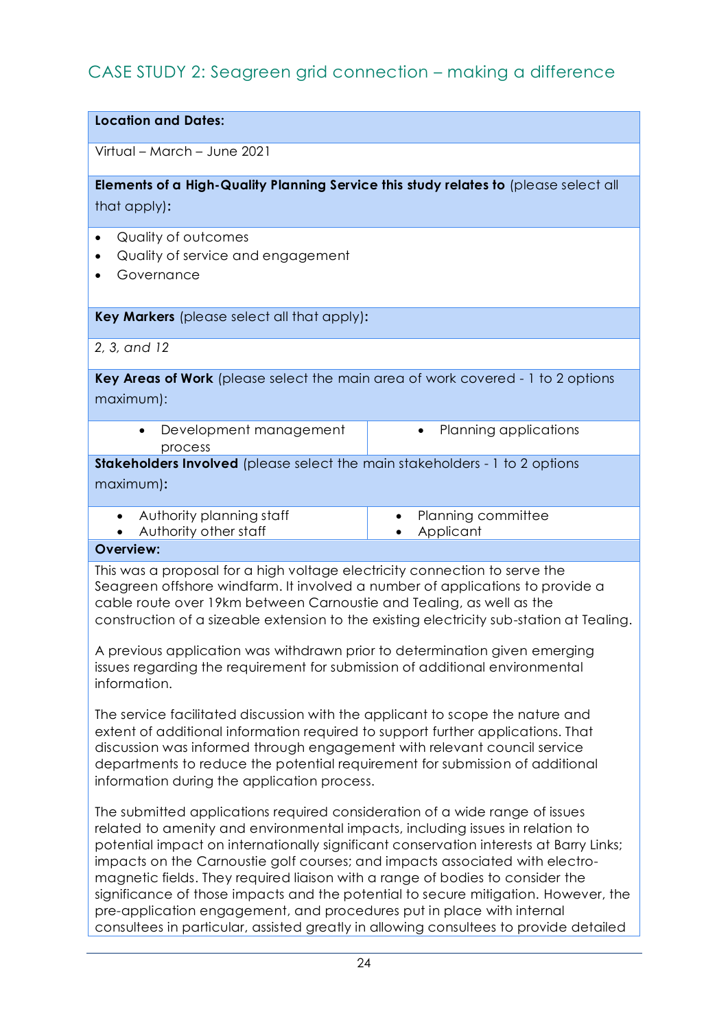## CASE STUDY 2: Seagreen grid connection – making a difference

| **Location and Dates:** | |
|---|---|
| Virtual – March – June 2021 | |
| **Elements of a High-Quality Planning Service this study relates to** (please select all that apply)**:** | |
| • Quality of outcomes<br>• Quality of service and engagement<br>• Governance | |
| **Key Markers** (please select all that apply)**:** | |
| *2, 3, and 12* | |
| **Key Areas of Work** (please select the main area of work covered - 1 to 2 options maximum): | |
| • Development management process | • Planning applications |
| **Stakeholders Involved** (please select the main stakeholders - 1 to 2 options maximum)**:** | |
| • Authority planning staff<br>• Authority other staff | • Planning committee<br>• Applicant |
| **Overview:** | |

This was a proposal for a high voltage electricity connection to serve the Seagreen offshore windfarm. It involved a number of applications to provide a cable route over 19km between Carnoustie and Tealing, as well as the construction of a sizeable extension to the existing electricity sub-station at Tealing.

A previous application was withdrawn prior to determination given emerging issues regarding the requirement for submission of additional environmental information.

The service facilitated discussion with the applicant to scope the nature and extent of additional information required to support further applications. That discussion was informed through engagement with relevant council service departments to reduce the potential requirement for submission of additional information during the application process.

The submitted applications required consideration of a wide range of issues related to amenity and environmental impacts, including issues in relation to potential impact on internationally significant conservation interests at Barry Links; impacts on the Carnoustie golf courses; and impacts associated with electro-magnetic fields. They required liaison with a range of bodies to consider the significance of those impacts and the potential to secure mitigation. However, the pre-application engagement, and procedures put in place with internal consultees in particular, assisted greatly in allowing consultees to provide detailed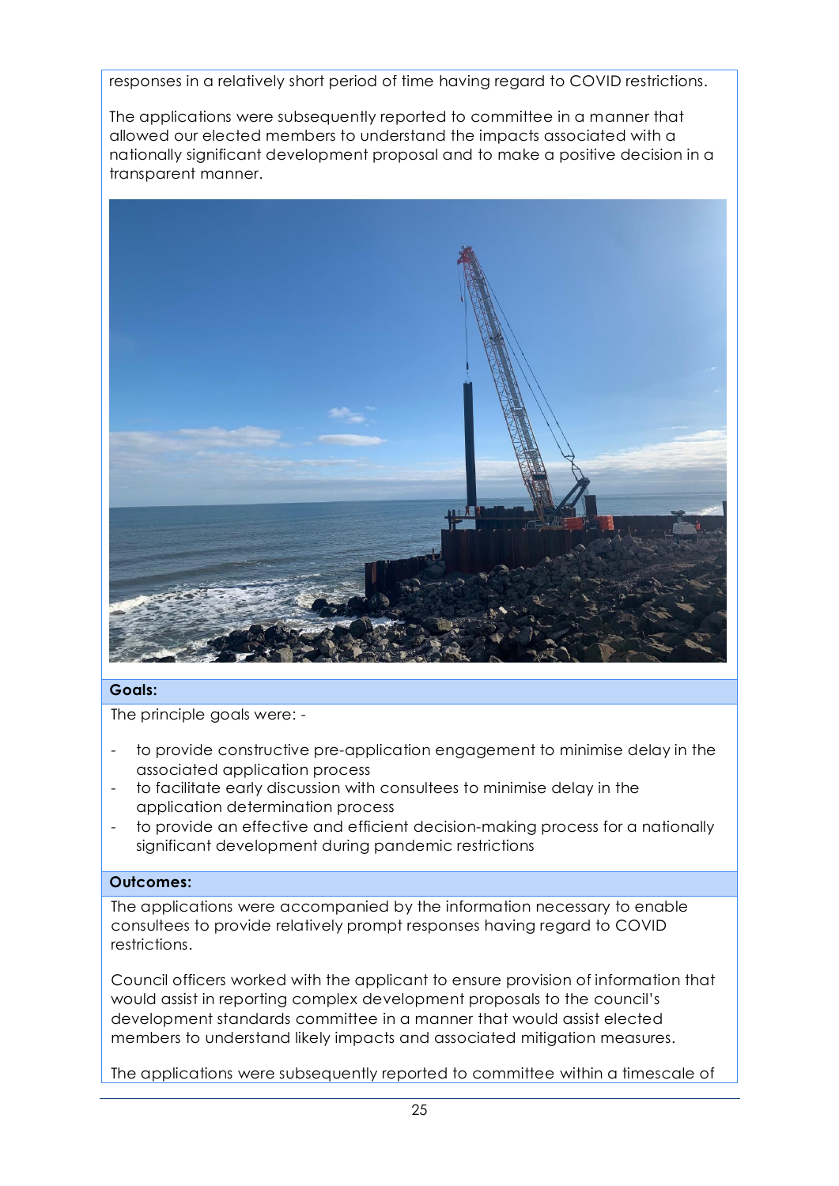responses in a relatively short period of time having regard to COVID restrictions.

The applications were subsequently reported to committee in a manner that allowed our elected members to understand the impacts associated with a nationally significant development proposal and to make a positive decision in a transparent manner.

**Goals:**

The principle goals were: -

- to provide constructive pre-application engagement to minimise delay in the associated application process
- to facilitate early discussion with consultees to minimise delay in the application determination process
- to provide an effective and efficient decision-making process for a nationally significant development during pandemic restrictions

**Outcomes:**

The applications were accompanied by the information necessary to enable consultees to provide relatively prompt responses having regard to COVID restrictions.

Council officers worked with the applicant to ensure provision of information that would assist in reporting complex development proposals to the council's development standards committee in a manner that would assist elected members to understand likely impacts and associated mitigation measures.

The applications were subsequently reported to committee within a timescale of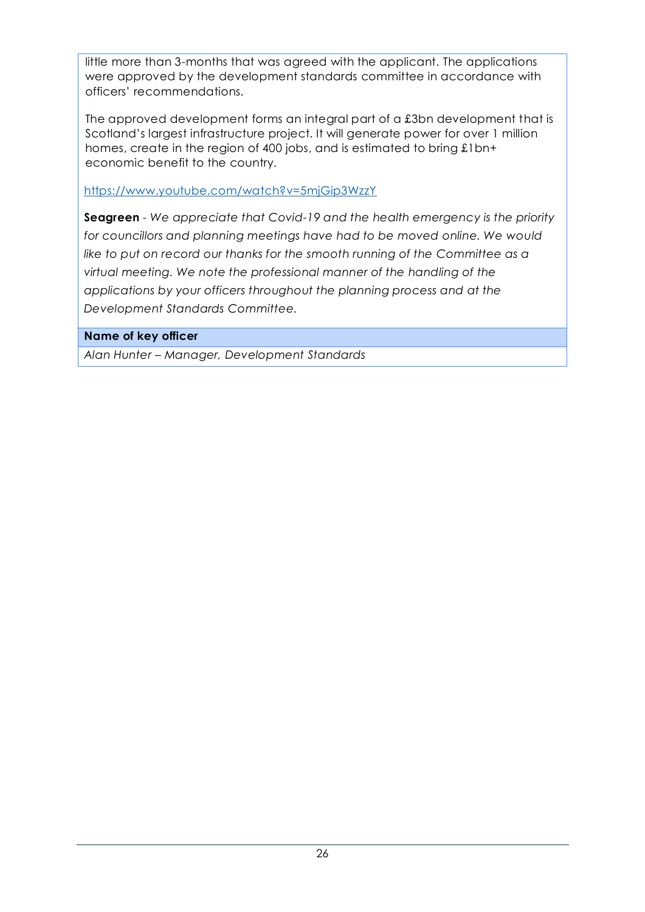little more than 3-months that was agreed with the applicant. The applications were approved by the development standards committee in accordance with officers' recommendations.

The approved development forms an integral part of a £3bn development that is Scotland's largest infrastructure project. It will generate power for over 1 million homes, create in the region of 400 jobs, and is estimated to bring £1bn+ economic benefit to the country.

https://www.youtube.com/watch?v=5mjGip3WzzY

**Seagreen** - *We appreciate that Covid-19 and the health emergency is the priority for councillors and planning meetings have had to be moved online. We would like to put on record our thanks for the smooth running of the Committee as a virtual meeting. We note the professional manner of the handling of the applications by your officers throughout the planning process and at the Development Standards Committee.*

| **Name of key officer** |
| --- |
| *Alan Hunter – Manager, Development Standards* |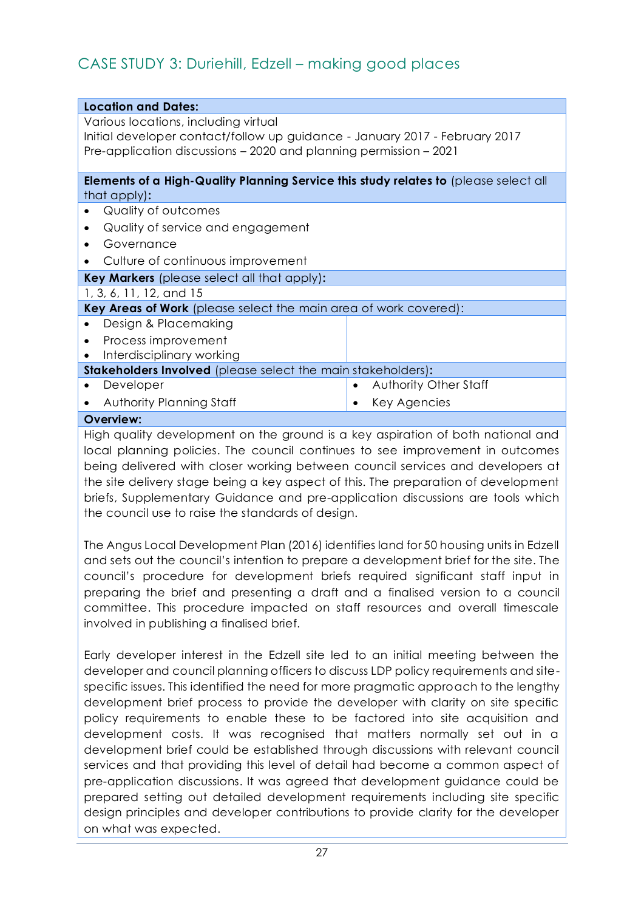## CASE STUDY 3: Duriehill, Edzell – making good places

**Location and Dates:**

Various locations, including virtual
Initial developer contact/follow up guidance - January 2017 - February 2017
Pre-application discussions – 2020 and planning permission – 2021

**Elements of a High-Quality Planning Service this study relates to** (please select all that apply)**:**

- Quality of outcomes
- Quality of service and engagement
- Governance
- Culture of continuous improvement

**Key Markers** (please select all that apply)**:**

1, 3, 6, 11, 12, and 15

**Key Areas of Work** (please select the main area of work covered):

- Design & Placemaking
- Process improvement
- Interdisciplinary working

**Stakeholders Involved** (please select the main stakeholders)**:**

- Developer
- Authority Planning Staff
- Authority Other Staff
- Key Agencies

**Overview:**

High quality development on the ground is a key aspiration of both national and local planning policies. The council continues to see improvement in outcomes being delivered with closer working between council services and developers at the site delivery stage being a key aspect of this. The preparation of development briefs, Supplementary Guidance and pre-application discussions are tools which the council use to raise the standards of design.

The Angus Local Development Plan (2016) identifies land for 50 housing units in Edzell and sets out the council's intention to prepare a development brief for the site. The council's procedure for development briefs required significant staff input in preparing the brief and presenting a draft and a finalised version to a council committee. This procedure impacted on staff resources and overall timescale involved in publishing a finalised brief.

Early developer interest in the Edzell site led to an initial meeting between the developer and council planning officers to discuss LDP policy requirements and site-specific issues. This identified the need for more pragmatic approach to the lengthy development brief process to provide the developer with clarity on site specific policy requirements to enable these to be factored into site acquisition and development costs. It was recognised that matters normally set out in a development brief could be established through discussions with relevant council services and that providing this level of detail had become a common aspect of pre-application discussions. It was agreed that development guidance could be prepared setting out detailed development requirements including site specific design principles and developer contributions to provide clarity for the developer on what was expected.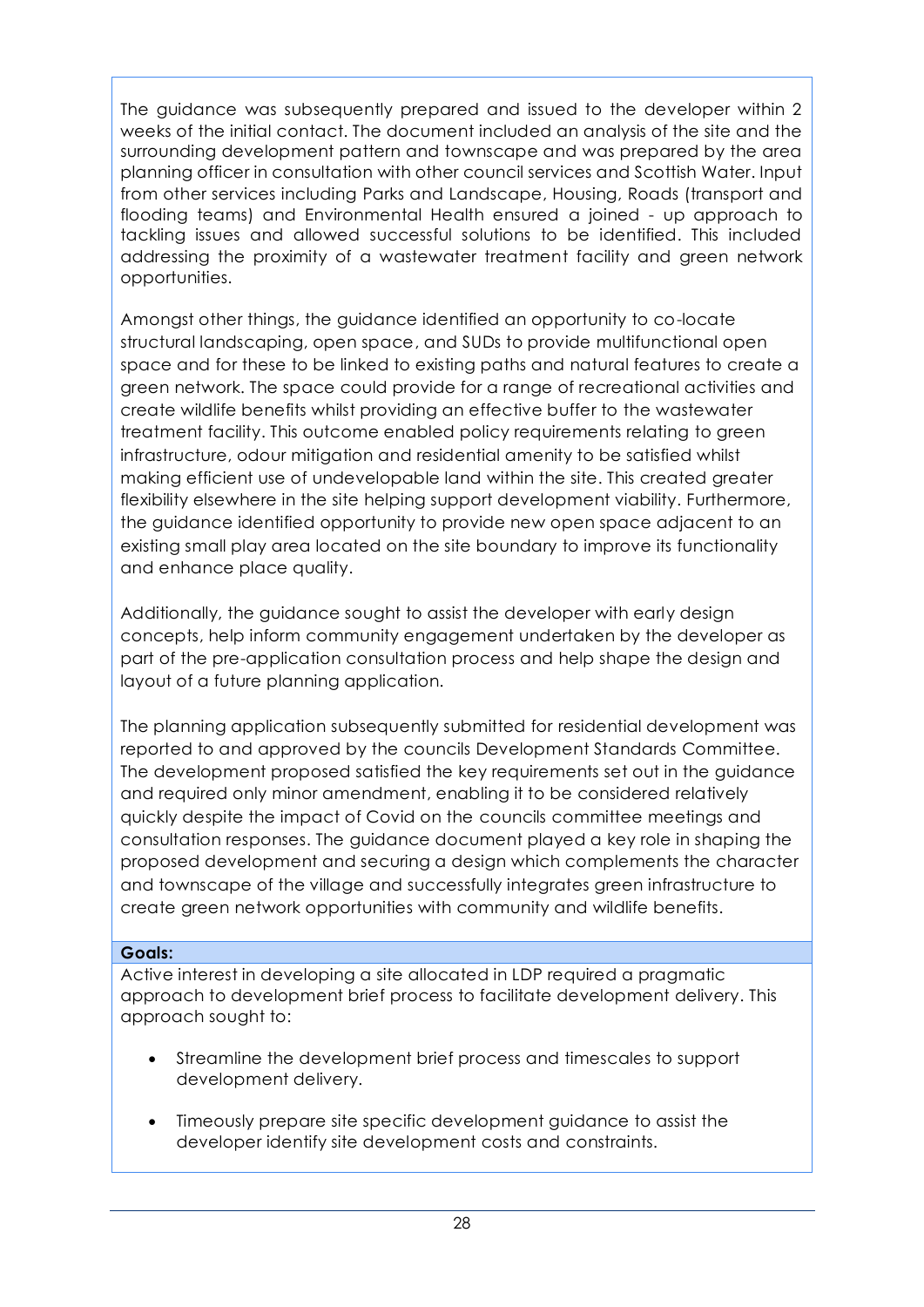The guidance was subsequently prepared and issued to the developer within 2 weeks of the initial contact. The document included an analysis of the site and the surrounding development pattern and townscape and was prepared by the area planning officer in consultation with other council services and Scottish Water. Input from other services including Parks and Landscape, Housing, Roads (transport and flooding teams) and Environmental Health ensured a joined - up approach to tackling issues and allowed successful solutions to be identified. This included addressing the proximity of a wastewater treatment facility and green network opportunities.

Amongst other things, the guidance identified an opportunity to co-locate structural landscaping, open space, and SUDs to provide multifunctional open space and for these to be linked to existing paths and natural features to create a green network. The space could provide for a range of recreational activities and create wildlife benefits whilst providing an effective buffer to the wastewater treatment facility. This outcome enabled policy requirements relating to green infrastructure, odour mitigation and residential amenity to be satisfied whilst making efficient use of undevelopable land within the site. This created greater flexibility elsewhere in the site helping support development viability. Furthermore, the guidance identified opportunity to provide new open space adjacent to an existing small play area located on the site boundary to improve its functionality and enhance place quality.

Additionally, the guidance sought to assist the developer with early design concepts, help inform community engagement undertaken by the developer as part of the pre-application consultation process and help shape the design and layout of a future planning application.

The planning application subsequently submitted for residential development was reported to and approved by the councils Development Standards Committee. The development proposed satisfied the key requirements set out in the guidance and required only minor amendment, enabling it to be considered relatively quickly despite the impact of Covid on the councils committee meetings and consultation responses. The guidance document played a key role in shaping the proposed development and securing a design which complements the character and townscape of the village and successfully integrates green infrastructure to create green network opportunities with community and wildlife benefits.

**Goals:**

Active interest in developing a site allocated in LDP required a pragmatic approach to development brief process to facilitate development delivery. This approach sought to:

- Streamline the development brief process and timescales to support development delivery.
- Timeously prepare site specific development guidance to assist the developer identify site development costs and constraints.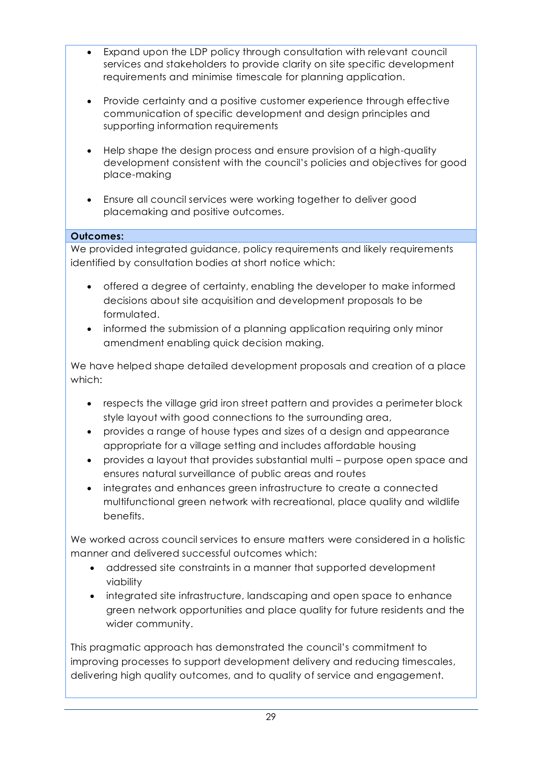- Expand upon the LDP policy through consultation with relevant council services and stakeholders to provide clarity on site specific development requirements and minimise timescale for planning application.

- Provide certainty and a positive customer experience through effective communication of specific development and design principles and supporting information requirements

- Help shape the design process and ensure provision of a high-quality development consistent with the council's policies and objectives for good place-making

- Ensure all council services were working together to deliver good placemaking and positive outcomes.

**Outcomes:**

We provided integrated guidance, policy requirements and likely requirements identified by consultation bodies at short notice which:

- offered a degree of certainty, enabling the developer to make informed decisions about site acquisition and development proposals to be formulated.
- informed the submission of a planning application requiring only minor amendment enabling quick decision making.

We have helped shape detailed development proposals and creation of a place which:

- respects the village grid iron street pattern and provides a perimeter block style layout with good connections to the surrounding area,
- provides a range of house types and sizes of a design and appearance appropriate for a village setting and includes affordable housing
- provides a layout that provides substantial multi – purpose open space and ensures natural surveillance of public areas and routes
- integrates and enhances green infrastructure to create a connected multifunctional green network with recreational, place quality and wildlife benefits.

We worked across council services to ensure matters were considered in a holistic manner and delivered successful outcomes which:

- addressed site constraints in a manner that supported development viability
- integrated site infrastructure, landscaping and open space to enhance green network opportunities and place quality for future residents and the wider community.

This pragmatic approach has demonstrated the council's commitment to improving processes to support development delivery and reducing timescales, delivering high quality outcomes, and to quality of service and engagement.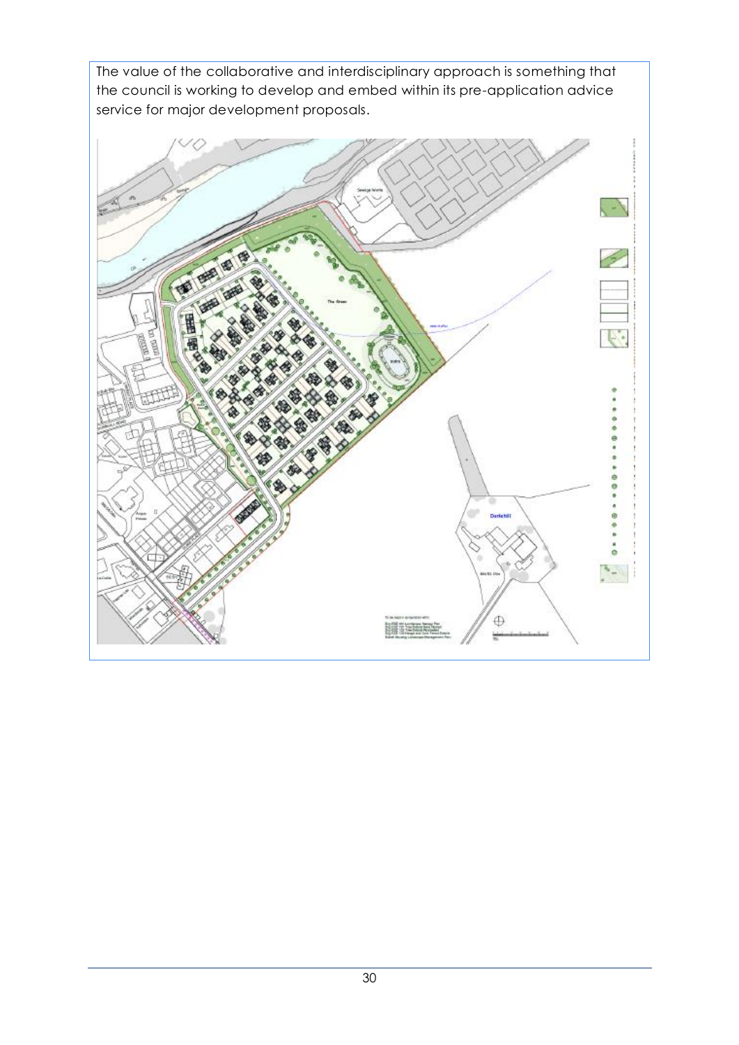The value of the collaborative and interdisciplinary approach is something that the council is working to develop and embed within its pre-application advice service for major development proposals.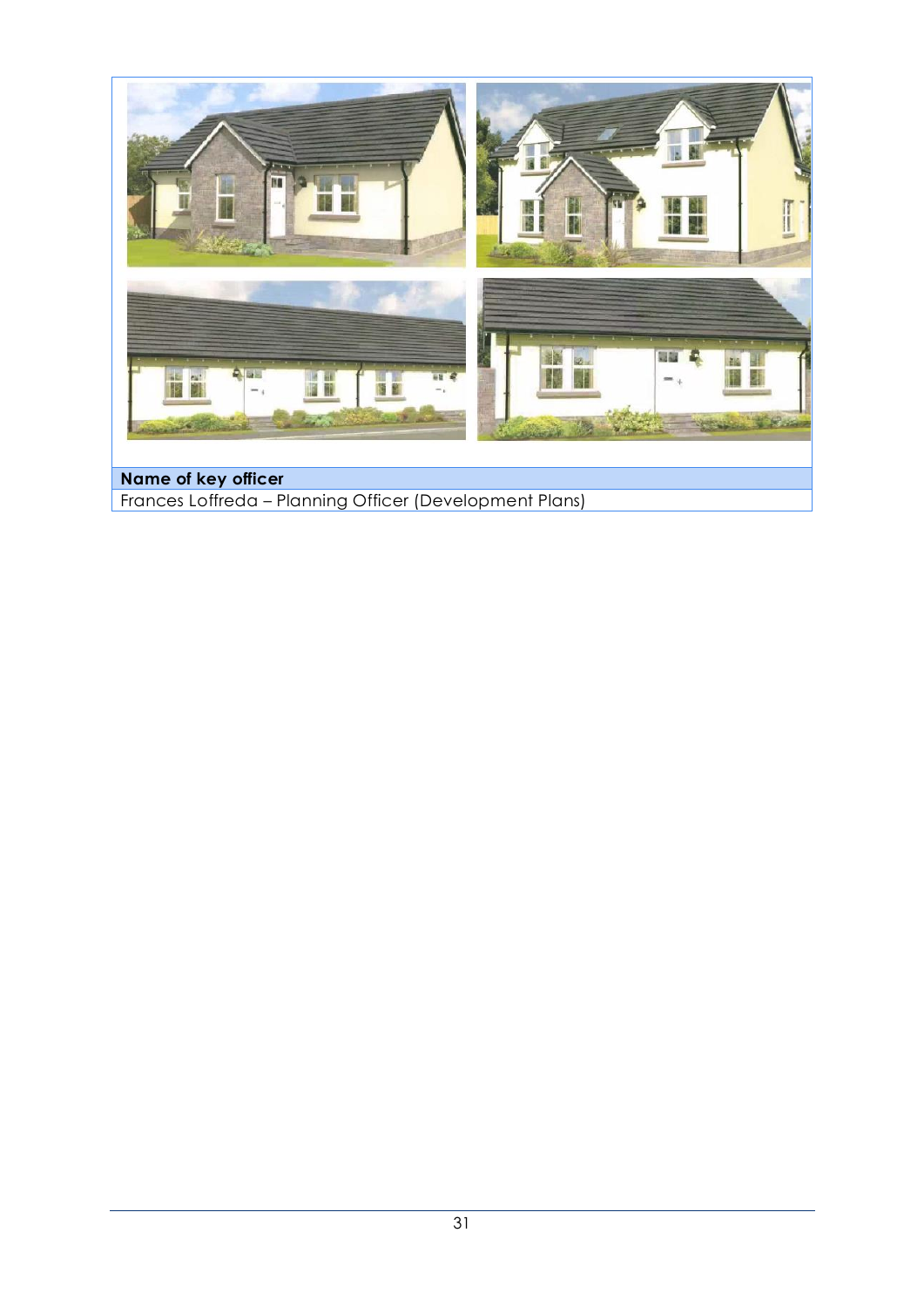| Name of key officer |
| --- |
| Frances Loffreda – Planning Officer (Development Plans) |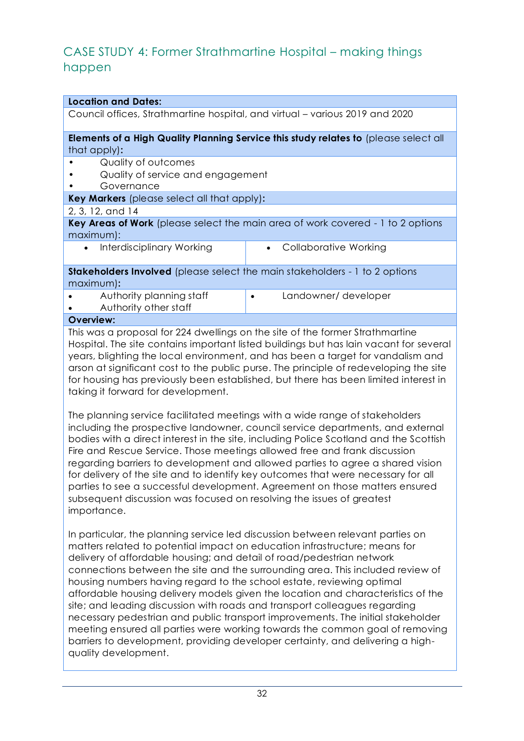## CASE STUDY 4: Former Strathmartine Hospital – making things happen

**Location and Dates:**

Council offices, Strathmartine hospital, and virtual – various 2019 and 2020

**Elements of a High Quality Planning Service this study relates to** (please select all that apply)**:**

- Quality of outcomes
- Quality of service and engagement
- Governance

**Key Markers** (please select all that apply)**:**

2, 3, 12, and 14

**Key Areas of Work** (please select the main area of work covered - 1 to 2 options maximum):

- Interdisciplinary Working
- Collaborative Working

**Stakeholders Involved** (please select the main stakeholders - 1 to 2 options maximum)**:**

- Authority planning staff
- Authority other staff
- Landowner/ developer

**Overview:**

This was a proposal for 224 dwellings on the site of the former Strathmartine Hospital. The site contains important listed buildings but has lain vacant for several years, blighting the local environment, and has been a target for vandalism and arson at significant cost to the public purse. The principle of redeveloping the site for housing has previously been established, but there has been limited interest in taking it forward for development.

The planning service facilitated meetings with a wide range of stakeholders including the prospective landowner, council service departments, and external bodies with a direct interest in the site, including Police Scotland and the Scottish Fire and Rescue Service. Those meetings allowed free and frank discussion regarding barriers to development and allowed parties to agree a shared vision for delivery of the site and to identify key outcomes that were necessary for all parties to see a successful development. Agreement on those matters ensured subsequent discussion was focused on resolving the issues of greatest importance.

In particular, the planning service led discussion between relevant parties on matters related to potential impact on education infrastructure; means for delivery of affordable housing; and detail of road/pedestrian network connections between the site and the surrounding area. This included review of housing numbers having regard to the school estate, reviewing optimal affordable housing delivery models given the location and characteristics of the site; and leading discussion with roads and transport colleagues regarding necessary pedestrian and public transport improvements. The initial stakeholder meeting ensured all parties were working towards the common goal of removing barriers to development, providing developer certainty, and delivering a high-quality development.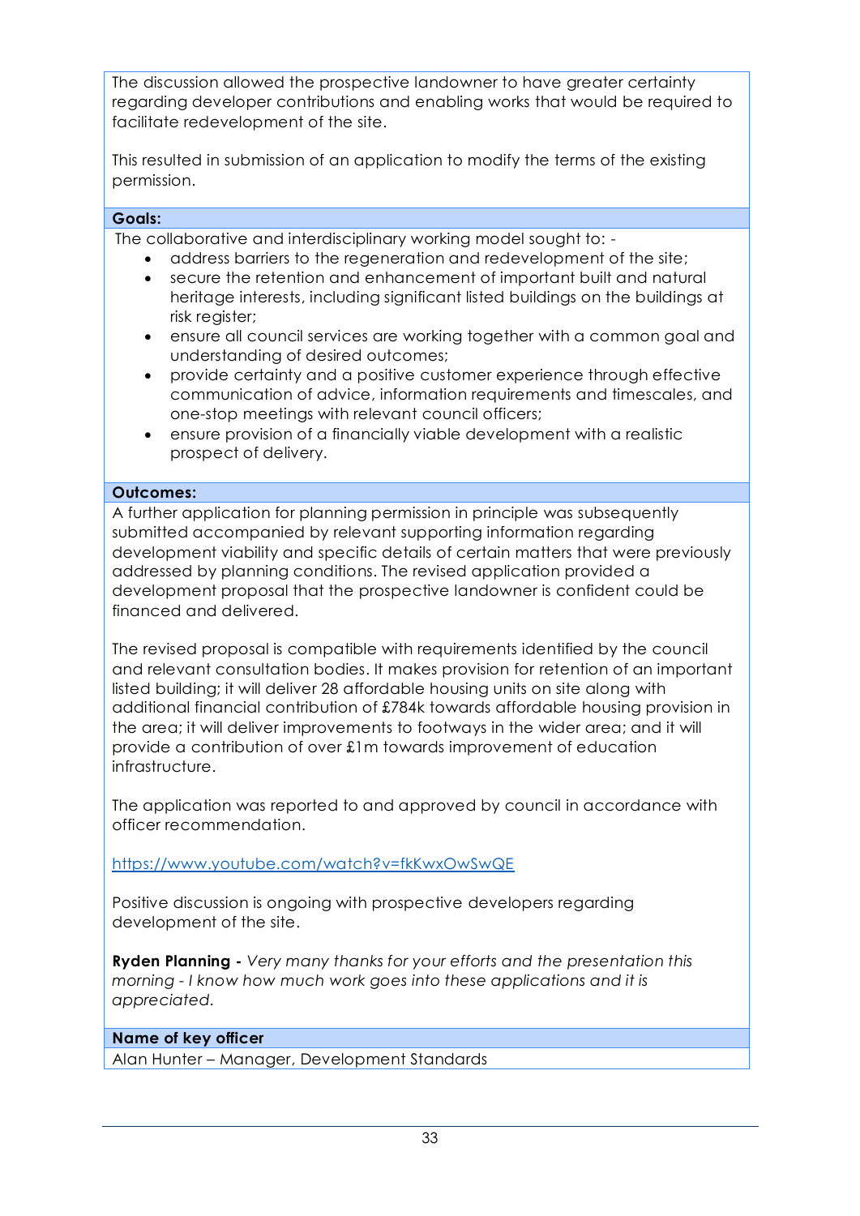The discussion allowed the prospective landowner to have greater certainty regarding developer contributions and enabling works that would be required to facilitate redevelopment of the site.

This resulted in submission of an application to modify the terms of the existing permission.

**Goals:**

The collaborative and interdisciplinary working model sought to: -

- address barriers to the regeneration and redevelopment of the site;
- secure the retention and enhancement of important built and natural heritage interests, including significant listed buildings on the buildings at risk register;
- ensure all council services are working together with a common goal and understanding of desired outcomes;
- provide certainty and a positive customer experience through effective communication of advice, information requirements and timescales, and one-stop meetings with relevant council officers;
- ensure provision of a financially viable development with a realistic prospect of delivery.

**Outcomes:**

A further application for planning permission in principle was subsequently submitted accompanied by relevant supporting information regarding development viability and specific details of certain matters that were previously addressed by planning conditions. The revised application provided a development proposal that the prospective landowner is confident could be financed and delivered.

The revised proposal is compatible with requirements identified by the council and relevant consultation bodies. It makes provision for retention of an important listed building; it will deliver 28 affordable housing units on site along with additional financial contribution of £784k towards affordable housing provision in the area; it will deliver improvements to footways in the wider area; and it will provide a contribution of over £1m towards improvement of education infrastructure.

The application was reported to and approved by council in accordance with officer recommendation.

https://www.youtube.com/watch?v=fkKwxOwSwQE

Positive discussion is ongoing with prospective developers regarding development of the site.

**Ryden Planning -** *Very many thanks for your efforts and the presentation this morning - I know how much work goes into these applications and it is appreciated.*

**Name of key officer**

Alan Hunter – Manager, Development Standards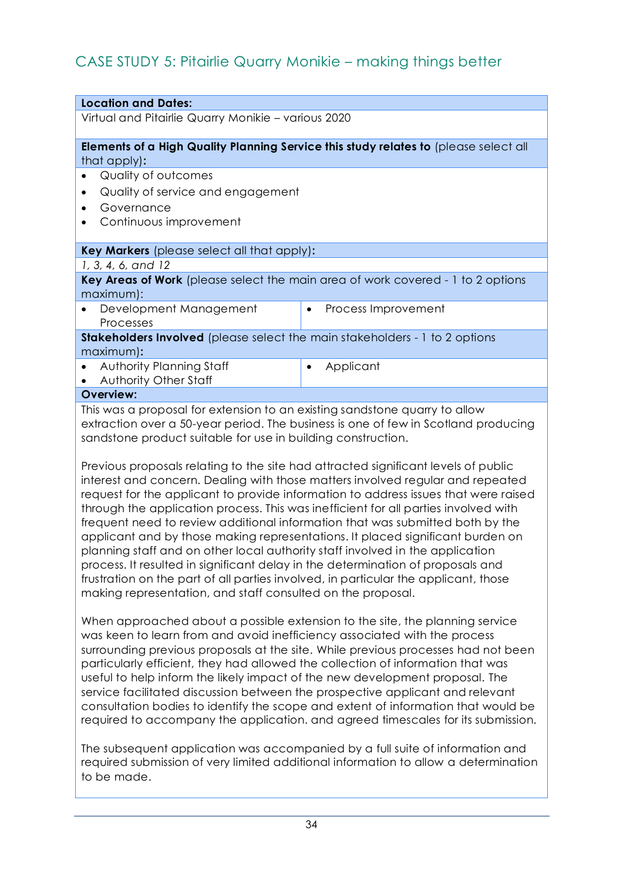## CASE STUDY 5: Pitairlie Quarry Monikie – making things better

**Location and Dates:**

Virtual and Pitairlie Quarry Monikie – various 2020

**Elements of a High Quality Planning Service this study relates to** (please select all that apply)**:**

- Quality of outcomes
- Quality of service and engagement
- Governance
- Continuous improvement

**Key Markers** (please select all that apply)**:**

*1, 3, 4, 6, and 12*

**Key Areas of Work** (please select the main area of work covered - 1 to 2 options maximum):

- Development Management Processes
- Process Improvement

**Stakeholders Involved** (please select the main stakeholders - 1 to 2 options maximum)**:**

- Authority Planning Staff
- Authority Other Staff
- Applicant

**Overview:**

This was a proposal for extension to an existing sandstone quarry to allow extraction over a 50-year period. The business is one of few in Scotland producing sandstone product suitable for use in building construction.

Previous proposals relating to the site had attracted significant levels of public interest and concern. Dealing with those matters involved regular and repeated request for the applicant to provide information to address issues that were raised through the application process. This was inefficient for all parties involved with frequent need to review additional information that was submitted both by the applicant and by those making representations. It placed significant burden on planning staff and on other local authority staff involved in the application process. It resulted in significant delay in the determination of proposals and frustration on the part of all parties involved, in particular the applicant, those making representation, and staff consulted on the proposal.

When approached about a possible extension to the site, the planning service was keen to learn from and avoid inefficiency associated with the process surrounding previous proposals at the site. While previous processes had not been particularly efficient, they had allowed the collection of information that was useful to help inform the likely impact of the new development proposal. The service facilitated discussion between the prospective applicant and relevant consultation bodies to identify the scope and extent of information that would be required to accompany the application. and agreed timescales for its submission.

The subsequent application was accompanied by a full suite of information and required submission of very limited additional information to allow a determination to be made.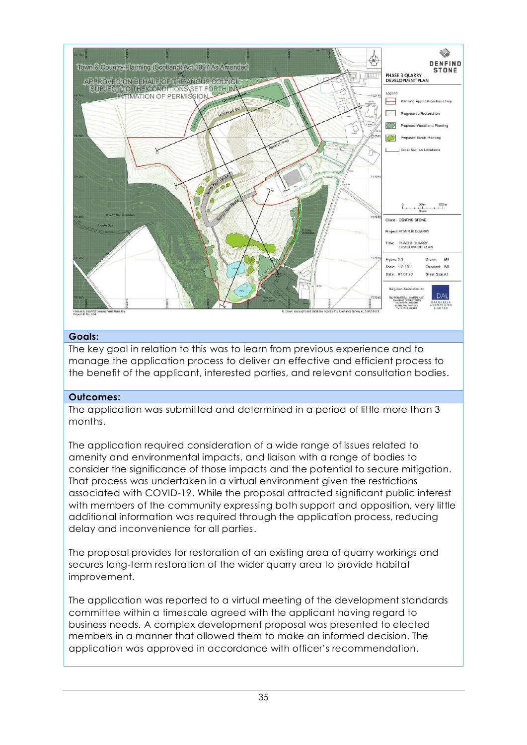**Goals:**

The key goal in relation to this was to learn from previous experience and to manage the application process to deliver an effective and efficient process to the benefit of the applicant, interested parties, and relevant consultation bodies.

**Outcomes:**

The application was submitted and determined in a period of little more than 3 months.

The application required consideration of a wide range of issues related to amenity and environmental impacts, and liaison with a range of bodies to consider the significance of those impacts and the potential to secure mitigation. That process was undertaken in a virtual environment given the restrictions associated with COVID-19. While the proposal attracted significant public interest with members of the community expressing both support and opposition, very little additional information was required through the application process, reducing delay and inconvenience for all parties.

The proposal provides for restoration of an existing area of quarry workings and secures long-term restoration of the wider quarry area to provide habitat improvement.

The application was reported to a virtual meeting of the development standards committee within a timescale agreed with the applicant having regard to business needs. A complex development proposal was presented to elected members in a manner that allowed them to make an informed decision. The application was approved in accordance with officer's recommendation.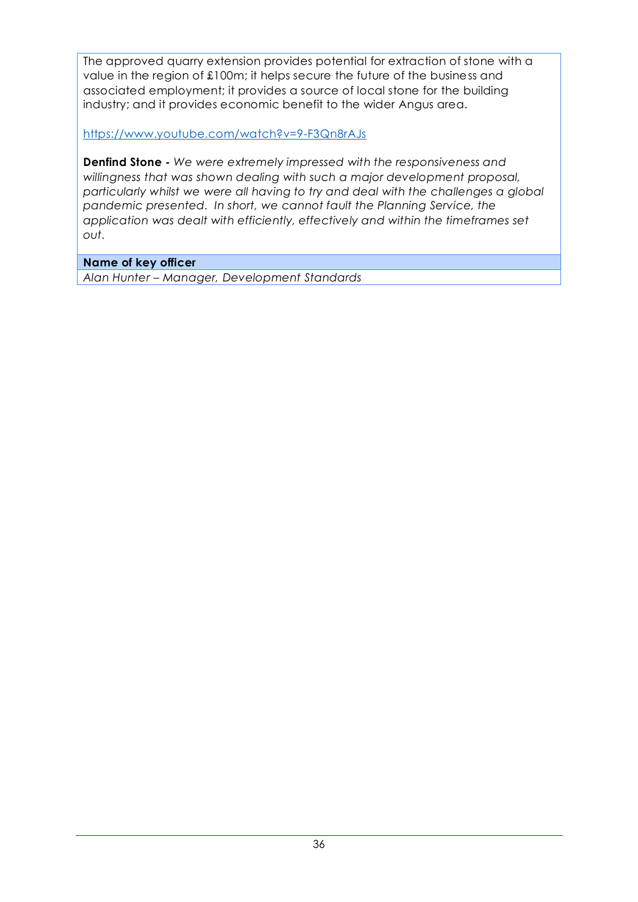The approved quarry extension provides potential for extraction of stone with a value in the region of £100m; it helps secure the future of the business and associated employment; it provides a source of local stone for the building industry; and it provides economic benefit to the wider Angus area.

https://www.youtube.com/watch?v=9-F3Qn8rAJs

**Denfind Stone -** *We were extremely impressed with the responsiveness and willingness that was shown dealing with such a major development proposal, particularly whilst we were all having to try and deal with the challenges a global pandemic presented. In short, we cannot fault the Planning Service, the application was dealt with efficiently, effectively and within the timeframes set out.*

| **Name of key officer** |
|---|
| *Alan Hunter – Manager, Development Standards* |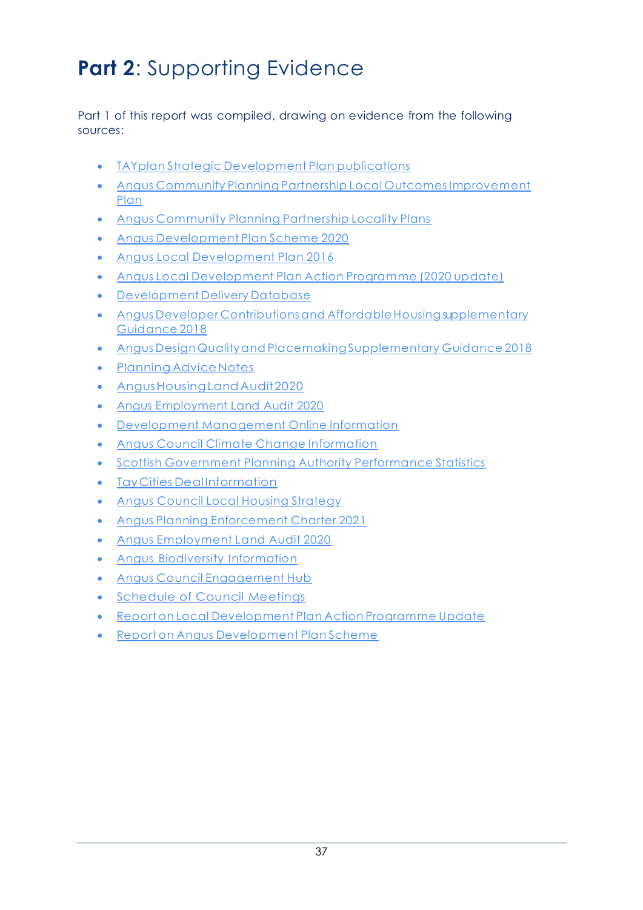# **Part 2**: Supporting Evidence

Part 1 of this report was compiled, drawing on evidence from the following sources:

- TAYplan Strategic Development Plan publications
- Angus Community Planning Partnership Local Outcomes Improvement Plan
- Angus Community Planning Partnership Locality Plans
- Angus Development Plan Scheme 2020
- Angus Local Development Plan 2016
- Angus Local Development Plan Action Programme (2020 update)
- Development Delivery Database
- Angus Developer Contributions and Affordable Housing supplementary Guidance 2018
- Angus Design Quality and Placemaking Supplementary Guidance 2018
- Planning Advice Notes
- Angus Housing Land Audit 2020
- Angus Employment Land Audit 2020
- Development Management Online Information
- Angus Council Climate Change Information
- Scottish Government Planning Authority Performance Statistics
- Tay Cities Deal Information
- Angus Council Local Housing Strategy
- Angus Planning Enforcement Charter 2021
- Angus Employment Land Audit 2020
- Angus Biodiversity Information
- Angus Council Engagement Hub
- Schedule of Council Meetings
- Report on Local Development Plan Action Programme Update
- Report on Angus Development Plan Scheme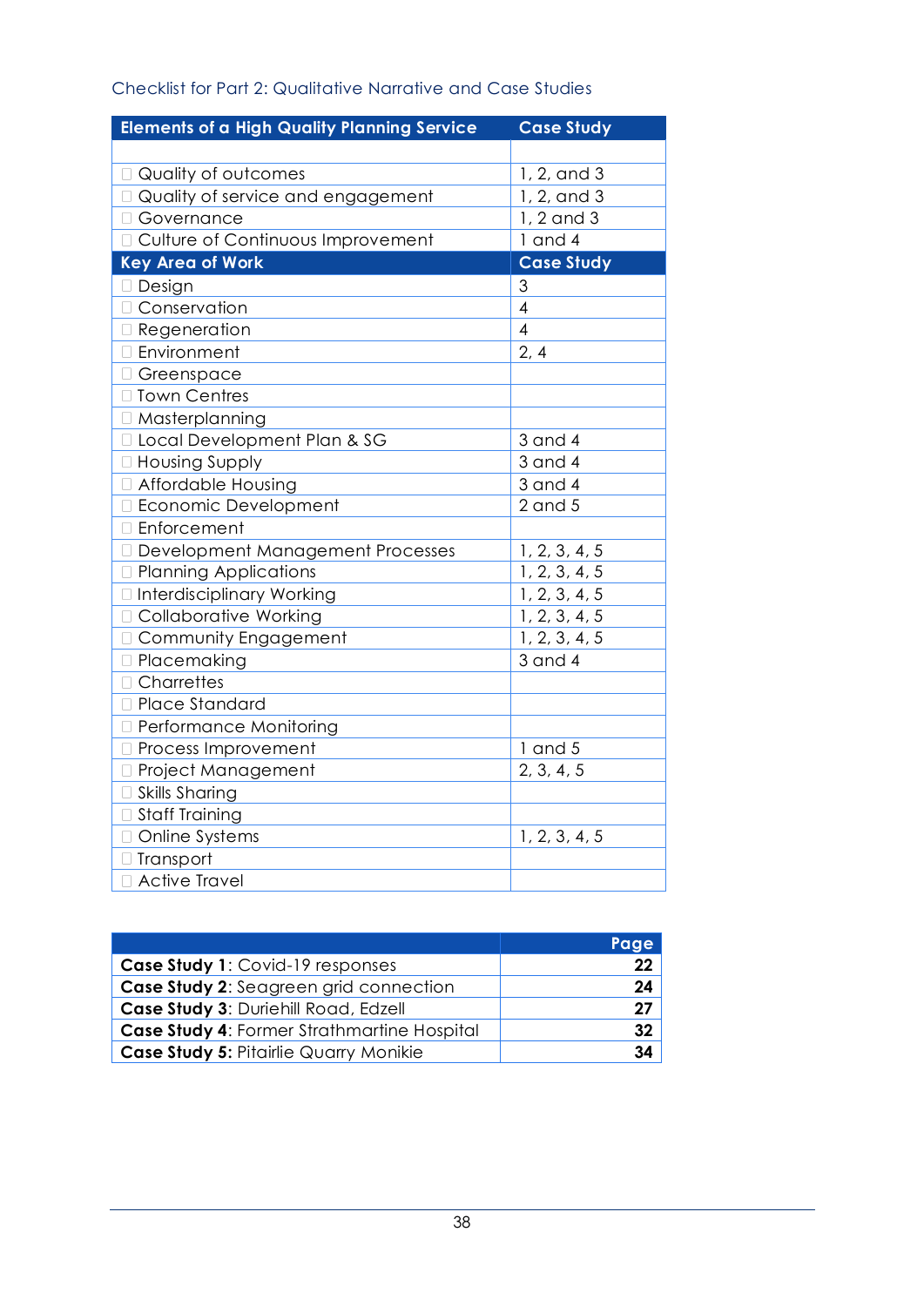## Checklist for Part 2: Qualitative Narrative and Case Studies

| Elements of a High Quality Planning Service | Case Study |
|---|---|
| | |
| ☐ Quality of outcomes | 1, 2, and 3 |
| ☐ Quality of service and engagement | 1, 2, and 3 |
| ☐ Governance | 1, 2 and 3 |
| ☐ Culture of Continuous Improvement | 1 and 4 |
| **Key Area of Work** | **Case Study** |
| ☐ Design | 3 |
| ☐ Conservation | 4 |
| ☐ Regeneration | 4 |
| ☐ Environment | 2, 4 |
| ☐ Greenspace | |
| ☐ Town Centres | |
| ☐ Masterplanning | |
| ☐ Local Development Plan & SG | 3 and 4 |
| ☐ Housing Supply | 3 and 4 |
| ☐ Affordable Housing | 3 and 4 |
| ☐ Economic Development | 2 and 5 |
| ☐ Enforcement | |
| ☐ Development Management Processes | 1, 2, 3, 4, 5 |
| ☐ Planning Applications | 1, 2, 3, 4, 5 |
| ☐ Interdisciplinary Working | 1, 2, 3, 4, 5 |
| ☐ Collaborative Working | 1, 2, 3, 4, 5 |
| ☐ Community Engagement | 1, 2, 3, 4, 5 |
| ☐ Placemaking | 3 and 4 |
| ☐ Charrettes | |
| ☐ Place Standard | |
| ☐ Performance Monitoring | |
| ☐ Process Improvement | 1 and 5 |
| ☐ Project Management | 2, 3, 4, 5 |
| ☐ Skills Sharing | |
| ☐ Staff Training | |
| ☐ Online Systems | 1, 2, 3, 4, 5 |
| ☐ Transport | |
| ☐ Active Travel | |

| | Page |
|---|---|
| **Case Study 1**: Covid-19 responses | **22** |
| **Case Study 2**: Seagreen grid connection | **24** |
| **Case Study 3**: Duriehill Road, Edzell | **27** |
| **Case Study 4**: Former Strathmartine Hospital | **32** |
| **Case Study 5:** Pitairlie Quarry Monikie | **34** |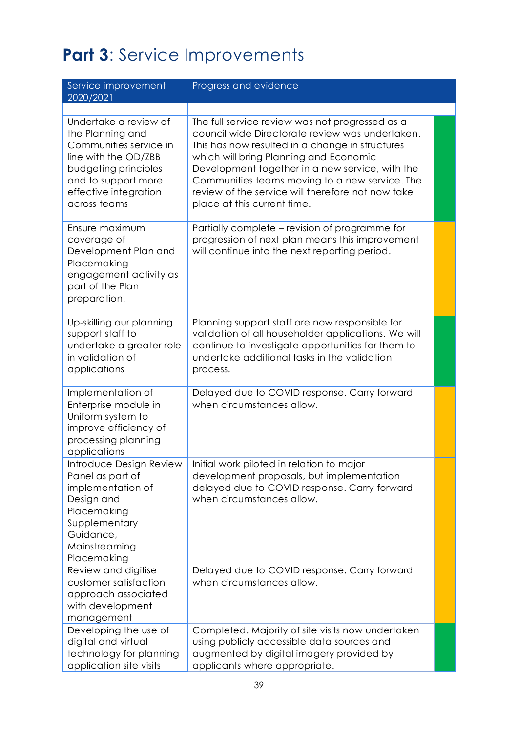# **Part 3**: Service Improvements

| Service improvement 2020/2021 | Progress and evidence | |
|---|---|---|
| | | |
| Undertake a review of the Planning and Communities service in line with the OD/ZBB budgeting principles and to support more effective integration across teams | The full service review was not progressed as a council wide Directorate review was undertaken. This has now resulted in a change in structures which will bring Planning and Economic Development together in a new service, with the Communities teams moving to a new service. The review of the service will therefore not now take place at this current time. | |
| Ensure maximum coverage of Development Plan and Placemaking engagement activity as part of the Plan preparation. | Partially complete – revision of programme for progression of next plan means this improvement will continue into the next reporting period. | |
| Up-skilling our planning support staff to undertake a greater role in validation of applications | Planning support staff are now responsible for validation of all householder applications. We will continue to investigate opportunities for them to undertake additional tasks in the validation process. | |
| Implementation of Enterprise module in Uniform system to improve efficiency of processing planning applications | Delayed due to COVID response. Carry forward when circumstances allow. | |
| Introduce Design Review Panel as part of implementation of Design and Placemaking Supplementary Guidance, Mainstreaming Placemaking | Initial work piloted in relation to major development proposals, but implementation delayed due to COVID response. Carry forward when circumstances allow. | |
| Review and digitise customer satisfaction approach associated with development management | Delayed due to COVID response. Carry forward when circumstances allow. | |
| Developing the use of digital and virtual technology for planning application site visits | Completed. Majority of site visits now undertaken using publicly accessible data sources and augmented by digital imagery provided by applicants where appropriate. | |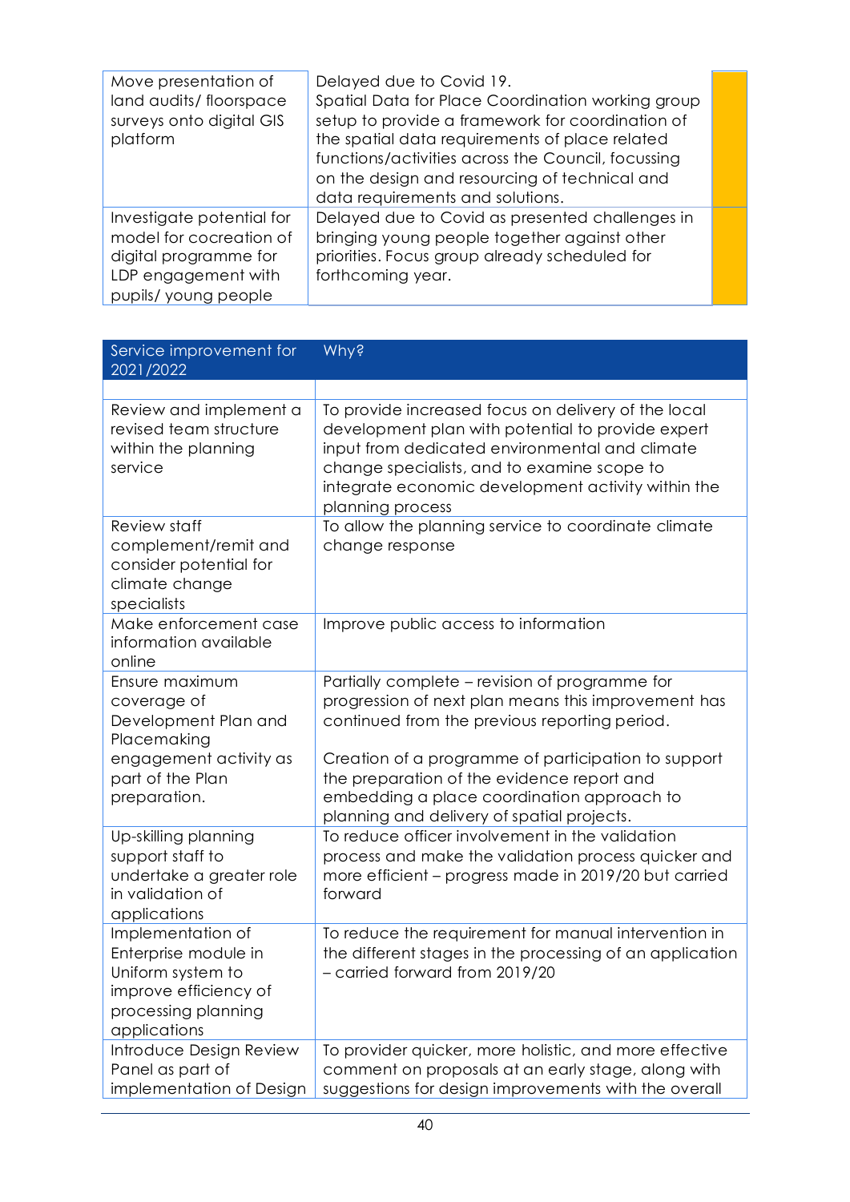| | | |
|---|---|---|
| Move presentation of land audits/ floorspace surveys onto digital GIS platform | Delayed due to Covid 19. Spatial Data for Place Coordination working group setup to provide a framework for coordination of the spatial data requirements of place related functions/activities across the Council, focussing on the design and resourcing of technical and data requirements and solutions. | |
| Investigate potential for model for cocreation of digital programme for LDP engagement with pupils/ young people | Delayed due to Covid as presented challenges in bringing young people together against other priorities. Focus group already scheduled for forthcoming year. | |

| Service improvement for 2021/2022 | Why? |
|---|---|
| | |
| Review and implement a revised team structure within the planning service | To provide increased focus on delivery of the local development plan with potential to provide expert input from dedicated environmental and climate change specialists, and to examine scope to integrate economic development activity within the planning process |
| Review staff complement/remit and consider potential for climate change specialists | To allow the planning service to coordinate climate change response |
| Make enforcement case information available online | Improve public access to information |
| Ensure maximum coverage of Development Plan and Placemaking engagement activity as part of the Plan preparation. | Partially complete – revision of programme for progression of next plan means this improvement has continued from the previous reporting period.<br><br>Creation of a programme of participation to support the preparation of the evidence report and embedding a place coordination approach to planning and delivery of spatial projects. |
| Up-skilling planning support staff to undertake a greater role in validation of applications | To reduce officer involvement in the validation process and make the validation process quicker and more efficient – progress made in 2019/20 but carried forward |
| Implementation of Enterprise module in Uniform system to improve efficiency of processing planning applications | To reduce the requirement for manual intervention in the different stages in the processing of an application – carried forward from 2019/20 |
| Introduce Design Review Panel as part of implementation of Design | To provider quicker, more holistic, and more effective comment on proposals at an early stage, along with suggestions for design improvements with the overall |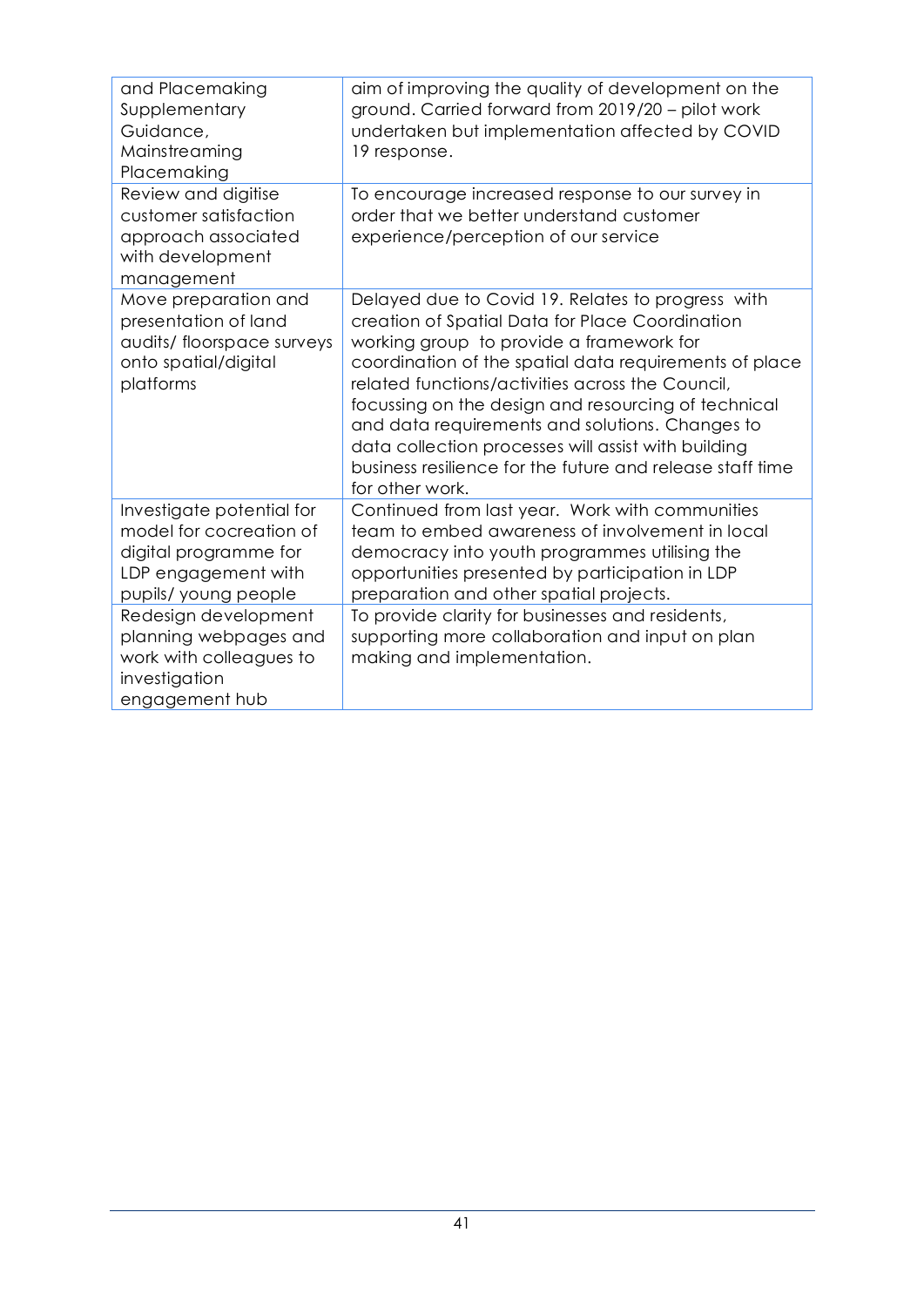| | |
|---|---|
| and Placemaking Supplementary Guidance, Mainstreaming Placemaking | aim of improving the quality of development on the ground. Carried forward from 2019/20 – pilot work undertaken but implementation affected by COVID 19 response. |
| Review and digitise customer satisfaction approach associated with development management | To encourage increased response to our survey in order that we better understand customer experience/perception of our service |
| Move preparation and presentation of land audits/ floorspace surveys onto spatial/digital platforms | Delayed due to Covid 19. Relates to progress with creation of Spatial Data for Place Coordination working group to provide a framework for coordination of the spatial data requirements of place related functions/activities across the Council, focussing on the design and resourcing of technical and data requirements and solutions. Changes to data collection processes will assist with building business resilience for the future and release staff time for other work. |
| Investigate potential for model for cocreation of digital programme for LDP engagement with pupils/ young people | Continued from last year. Work with communities team to embed awareness of involvement in local democracy into youth programmes utilising the opportunities presented by participation in LDP preparation and other spatial projects. |
| Redesign development planning webpages and work with colleagues to investigation engagement hub | To provide clarity for businesses and residents, supporting more collaboration and input on plan making and implementation. |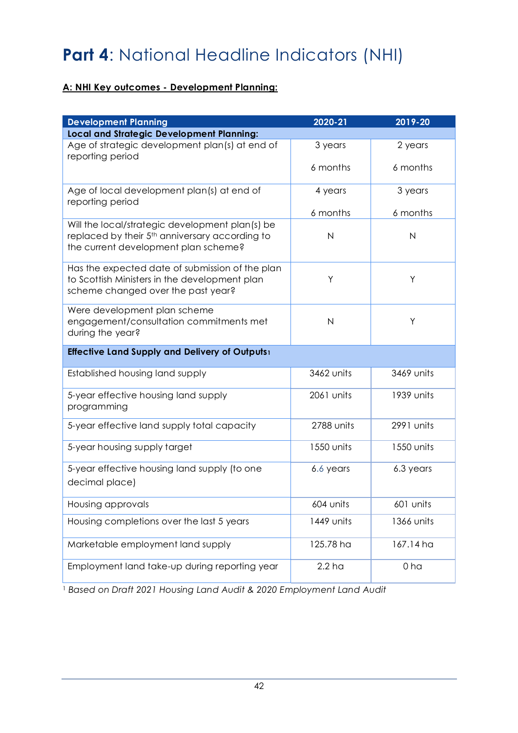# **Part 4**: National Headline Indicators (NHI)

**A: NHI Key outcomes - Development Planning:**

| Development Planning | 2020-21 | 2019-20 |
|---|---|---|
| **Local and Strategic Development Planning:** | | |
| Age of strategic development plan(s) at end of reporting period | 3 years 6 months | 2 years 6 months |
| Age of local development plan(s) at end of reporting period | 4 years 6 months | 3 years 6 months |
| Will the local/strategic development plan(s) be replaced by their 5th anniversary according to the current development plan scheme? | N | N |
| Has the expected date of submission of the plan to Scottish Ministers in the development plan scheme changed over the past year? | Y | Y |
| Were development plan scheme engagement/consultation commitments met during the year? | N | Y |
| **Effective Land Supply and Delivery of Outputs**[1] | | |
| Established housing land supply | 3462 units | 3469 units |
| 5-year effective housing land supply programming | 2061 units | 1939 units |
| 5-year effective land supply total capacity | 2788 units | 2991 units |
| 5-year housing supply target | 1550 units | 1550 units |
| 5-year effective housing land supply (to one decimal place) | 6.6 years | 6.3 years |
| Housing approvals | 604 units | 601 units |
| Housing completions over the last 5 years | 1449 units | 1366 units |
| Marketable employment land supply | 125.78 ha | 167.14 ha |
| Employment land take-up during reporting year | 2.2 ha | 0 ha |

[1] *Based on Draft 2021 Housing Land Audit & 2020 Employment Land Audit*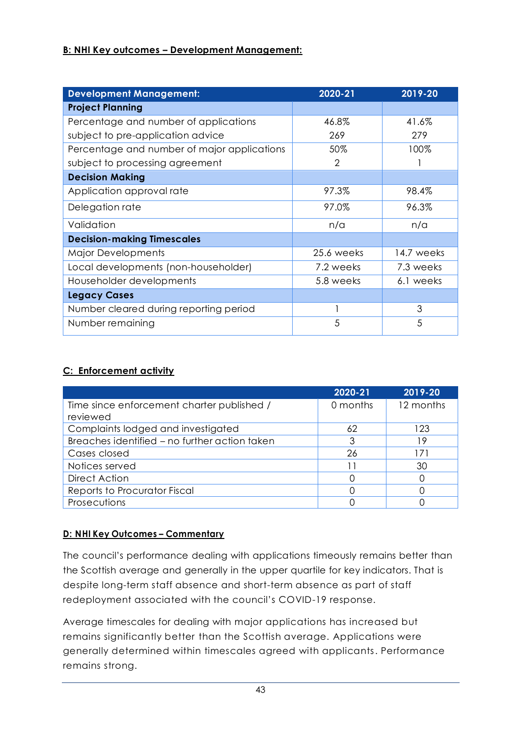**B: NHI Key outcomes – Development Management:**

| Development Management: | 2020-21 | 2019-20 |
|---|---|---|
| **Project Planning** | | |
| Percentage and number of applications subject to pre-application advice | 46.8% 269 | 41.6% 279 |
| Percentage and number of major applications subject to processing agreement | 50% 2 | 100% 1 |
| **Decision Making** | | |
| Application approval rate | 97.3% | 98.4% |
| Delegation rate | 97.0% | 96.3% |
| Validation | n/a | n/a |
| **Decision-making Timescales** | | |
| Major Developments | 25.6 weeks | 14.7 weeks |
| Local developments (non-householder) | 7.2 weeks | 7.3 weeks |
| Householder developments | 5.8 weeks | 6.1 weeks |
| **Legacy Cases** | | |
| Number cleared during reporting period | 1 | 3 |
| Number remaining | 5 | 5 |

**C: Enforcement activity**

| | 2020-21 | 2019-20 |
|---|---|---|
| Time since enforcement charter published / reviewed | 0 months | 12 months |
| Complaints lodged and investigated | 62 | 123 |
| Breaches identified – no further action taken | 3 | 19 |
| Cases closed | 26 | 171 |
| Notices served | 11 | 30 |
| Direct Action | 0 | 0 |
| Reports to Procurator Fiscal | 0 | 0 |
| Prosecutions | 0 | 0 |

**D: NHI Key Outcomes – Commentary**

The council's performance dealing with applications timeously remains better than the Scottish average and generally in the upper quartile for key indicators. That is despite long-term staff absence and short-term absence as part of staff redeployment associated with the council's COVID-19 response.

Average timescales for dealing with major applications has increased but remains significantly better than the Scottish average. Applications were generally determined within timescales agreed with applicants. Performance remains strong.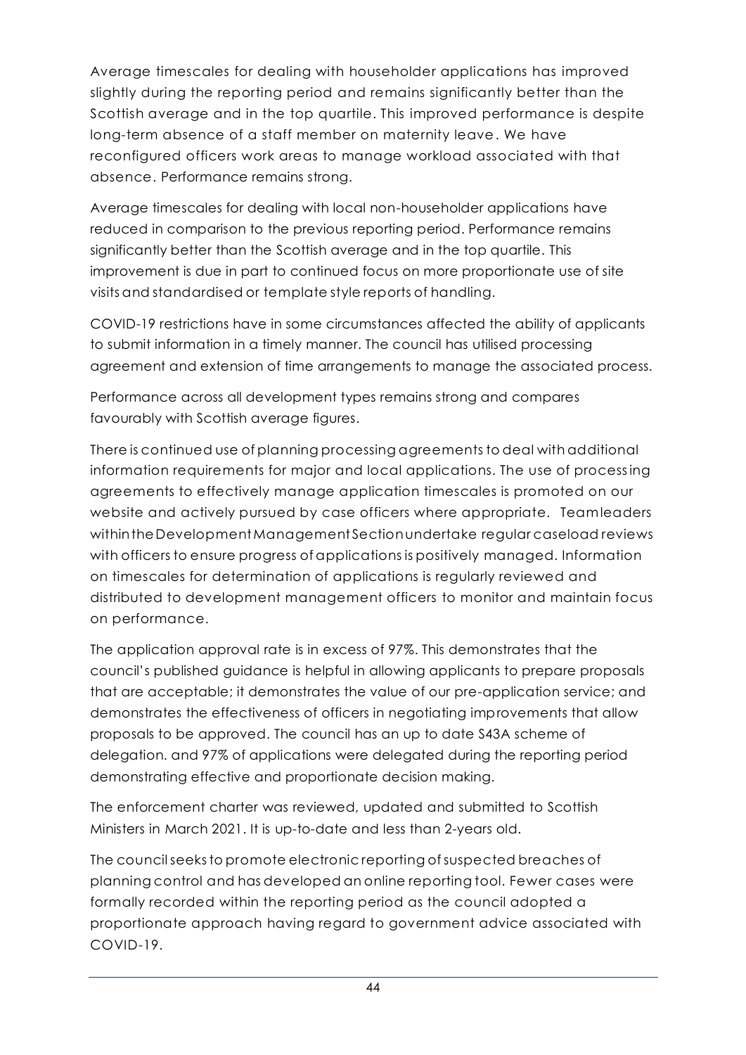Average timescales for dealing with householder applications has improved slightly during the reporting period and remains significantly better than the Scottish average and in the top quartile. This improved performance is despite long-term absence of a staff member on maternity leave. We have reconfigured officers work areas to manage workload associated with that absence. Performance remains strong.

Average timescales for dealing with local non-householder applications have reduced in comparison to the previous reporting period. Performance remains significantly better than the Scottish average and in the top quartile. This improvement is due in part to continued focus on more proportionate use of site visits and standardised or template style reports of handling.

COVID-19 restrictions have in some circumstances affected the ability of applicants to submit information in a timely manner. The council has utilised processing agreement and extension of time arrangements to manage the associated process.

Performance across all development types remains strong and compares favourably with Scottish average figures.

There is continued use of planning processing agreements to deal with additional information requirements for major and local applications. The use of processing agreements to effectively manage application timescales is promoted on our website and actively pursued by case officers where appropriate. Teamleaders within the Development Management Section undertake regular caseload reviews with officers to ensure progress of applications is positively managed. Information on timescales for determination of applications is regularly reviewed and distributed to development management officers to monitor and maintain focus on performance.

The application approval rate is in excess of 97%. This demonstrates that the council's published guidance is helpful in allowing applicants to prepare proposals that are acceptable; it demonstrates the value of our pre-application service; and demonstrates the effectiveness of officers in negotiating improvements that allow proposals to be approved. The council has an up to date S43A scheme of delegation. and 97% of applications were delegated during the reporting period demonstrating effective and proportionate decision making.

The enforcement charter was reviewed, updated and submitted to Scottish Ministers in March 2021. It is up-to-date and less than 2-years old.

The council seeks to promote electronic reporting of suspected breaches of planning control and has developed an online reporting tool. Fewer cases were formally recorded within the reporting period as the council adopted a proportionate approach having regard to government advice associated with COVID-19.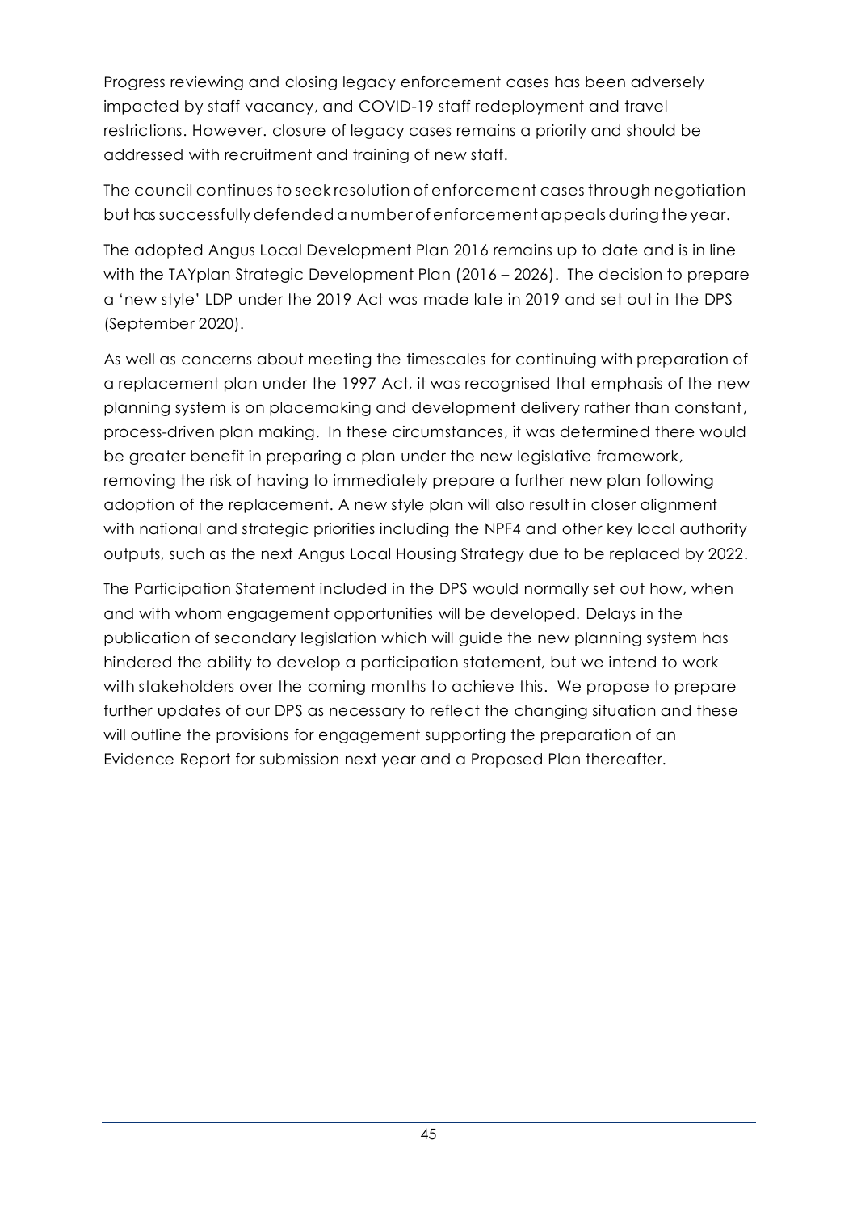Progress reviewing and closing legacy enforcement cases has been adversely impacted by staff vacancy, and COVID-19 staff redeployment and travel restrictions. However. closure of legacy cases remains a priority and should be addressed with recruitment and training of new staff.

The council continues to seek resolution of enforcement cases through negotiation but has successfully defended a number of enforcement appeals during the year.

The adopted Angus Local Development Plan 2016 remains up to date and is in line with the TAYplan Strategic Development Plan (2016 – 2026). The decision to prepare a 'new style' LDP under the 2019 Act was made late in 2019 and set out in the DPS (September 2020).

As well as concerns about meeting the timescales for continuing with preparation of a replacement plan under the 1997 Act, it was recognised that emphasis of the new planning system is on placemaking and development delivery rather than constant, process-driven plan making. In these circumstances, it was determined there would be greater benefit in preparing a plan under the new legislative framework, removing the risk of having to immediately prepare a further new plan following adoption of the replacement. A new style plan will also result in closer alignment with national and strategic priorities including the NPF4 and other key local authority outputs, such as the next Angus Local Housing Strategy due to be replaced by 2022.

The Participation Statement included in the DPS would normally set out how, when and with whom engagement opportunities will be developed. Delays in the publication of secondary legislation which will guide the new planning system has hindered the ability to develop a participation statement, but we intend to work with stakeholders over the coming months to achieve this. We propose to prepare further updates of our DPS as necessary to reflect the changing situation and these will outline the provisions for engagement supporting the preparation of an Evidence Report for submission next year and a Proposed Plan thereafter.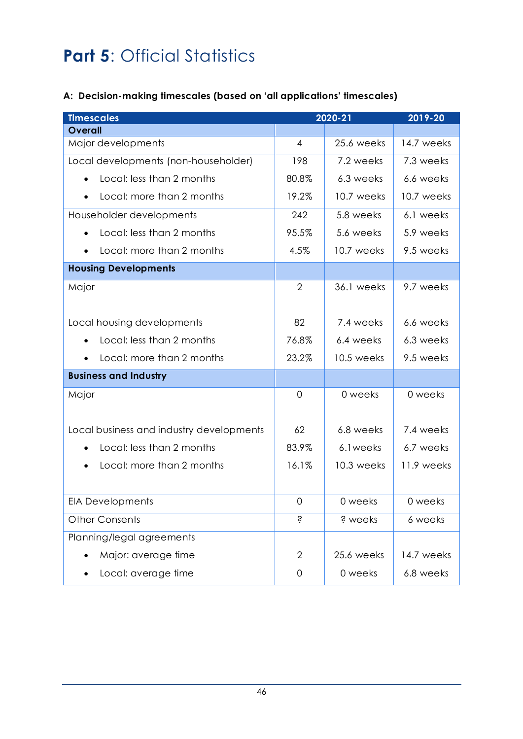# **Part 5**: Official Statistics

**A: Decision-making timescales (based on 'all applications' timescales)**

| Timescales | | 2020-21 | 2019-20 |
|---|---|---|---|
| **Overall** | | | |
| Major developments | 4 | 25.6 weeks | 14.7 weeks |
| Local developments (non-householder) | 198 | 7.2 weeks | 7.3 weeks |
| • Local: less than 2 months | 80.8% | 6.3 weeks | 6.6 weeks |
| • Local: more than 2 months | 19.2% | 10.7 weeks | 10.7 weeks |
| Householder developments | 242 | 5.8 weeks | 6.1 weeks |
| • Local: less than 2 months | 95.5% | 5.6 weeks | 5.9 weeks |
| • Local: more than 2 months | 4.5% | 10.7 weeks | 9.5 weeks |
| **Housing Developments** | | | |
| Major | 2 | 36.1 weeks | 9.7 weeks |
| Local housing developments | 82 | 7.4 weeks | 6.6 weeks |
| • Local: less than 2 months | 76.8% | 6.4 weeks | 6.3 weeks |
| • Local: more than 2 months | 23.2% | 10.5 weeks | 9.5 weeks |
| **Business and Industry** | | | |
| Major | 0 | 0 weeks | 0 weeks |
| Local business and industry developments | 62 | 6.8 weeks | 7.4 weeks |
| • Local: less than 2 months | 83.9% | 6.1weeks | 6.7 weeks |
| • Local: more than 2 months | 16.1% | 10.3 weeks | 11.9 weeks |
| EIA Developments | 0 | 0 weeks | 0 weeks |
| Other Consents | ? | ? weeks | 6 weeks |
| Planning/legal agreements | | | |
| • Major: average time | 2 | 25.6 weeks | 14.7 weeks |
| • Local: average time | 0 | 0 weeks | 6.8 weeks |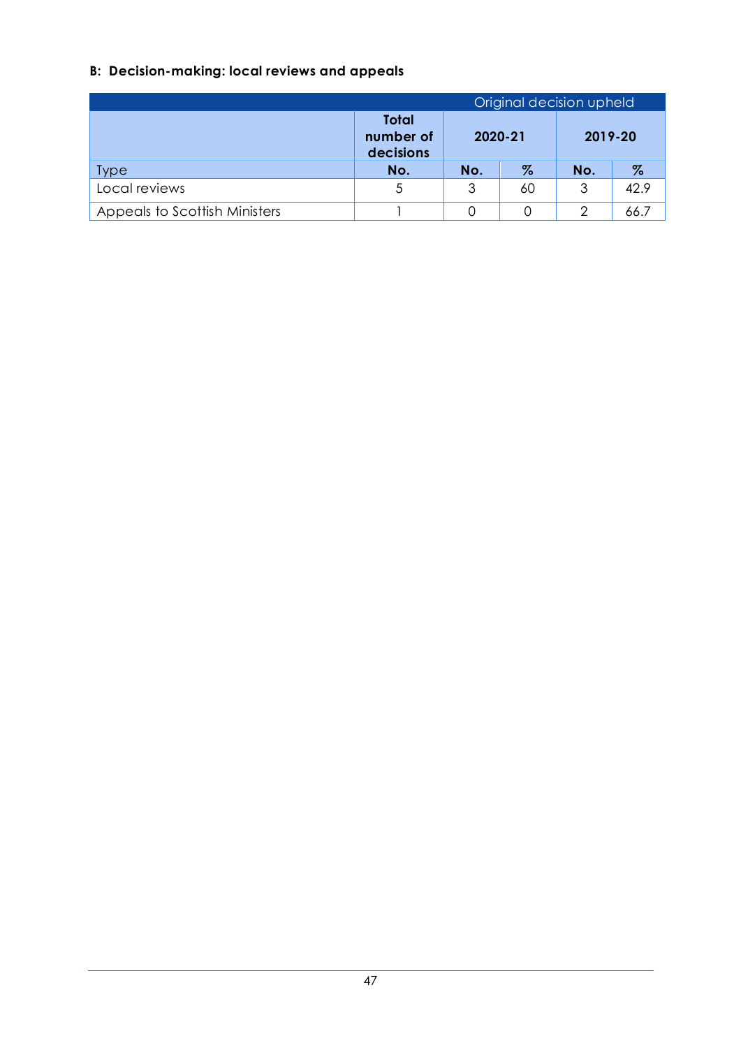### B: Decision-making: local reviews and appeals

| | | Original decision upheld | | | |
|---|---|---|---|---|---|
| | Total number of decisions | 2020-21 | | 2019-20 | |
| Type | No. | No. | % | No. | % |
| Local reviews | 5 | 3 | 60 | 3 | 42.9 |
| Appeals to Scottish Ministers | 1 | 0 | 0 | 2 | 66.7 |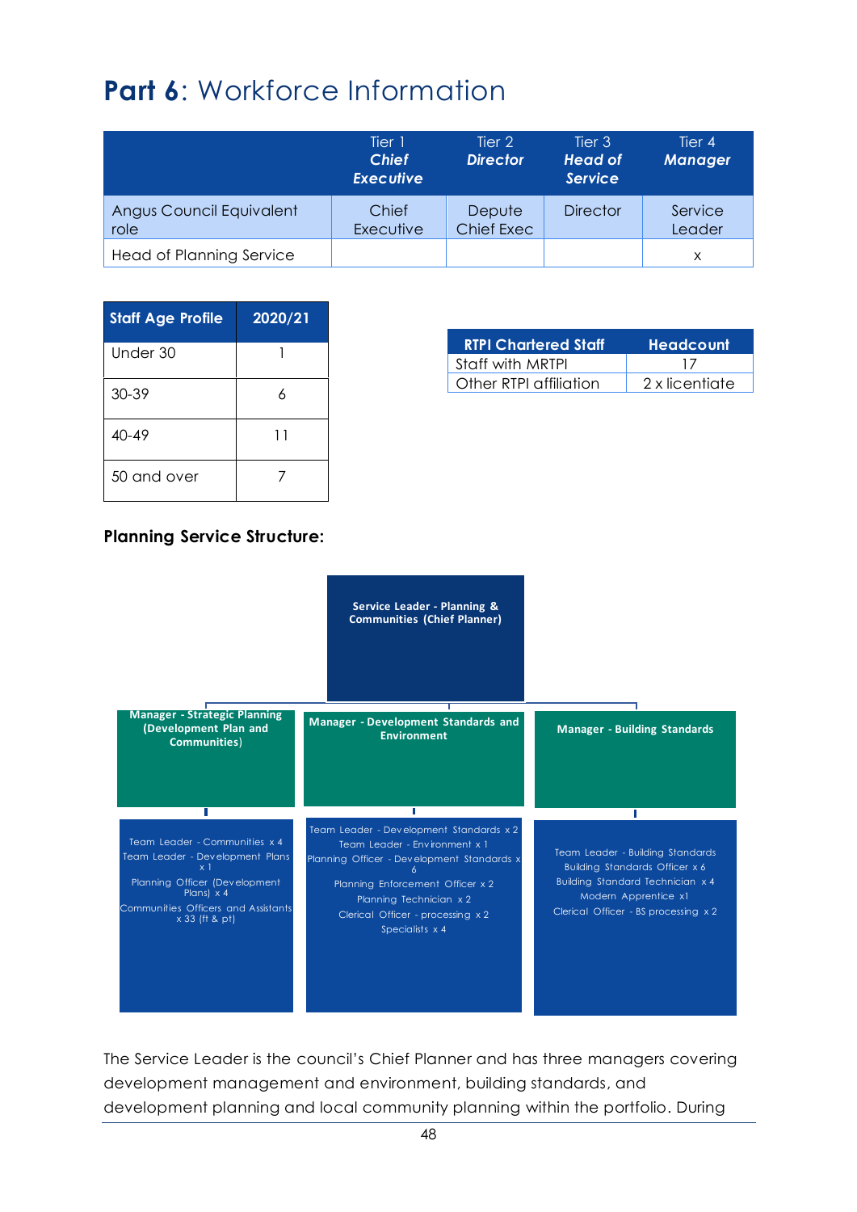# **Part 6**: Workforce Information

| | Tier 1 *Chief Executive* | Tier 2 *Director* | Tier 3 *Head of Service* | Tier 4 *Manager* |
|---|---|---|---|---|
| Angus Council Equivalent role | Chief Executive | Depute Chief Exec | Director | Service Leader |
| Head of Planning Service | | | | x |

| Staff Age Profile | 2020/21 |
|---|---|
| Under 30 | 1 |
| 30-39 | 6 |
| 40-49 | 11 |
| 50 and over | 7 |

| RTPI Chartered Staff | Headcount |
|---|---|
| Staff with MRTPI | 17 |
| Other RTPI affiliation | 2 x licentiate |

**Planning Service Structure:**

**Service Leader - Planning & Communities (Chief Planner)**

**Manager - Strategic Planning (Development Plan and Communities)**

- Team Leader - Communities x 4
- Team Leader - Development Plans x 1
- Planning Officer (Development Plans) x 4
- Communities Officers and Assistants x 33 (ft & pt)

**Manager - Development Standards and Environment**

- Team Leader - Development Standards x 2
- Team Leader - Environment x 1
- Planning Officer - Development Standards x 6
- Planning Enforcement Officer x 2
- Planning Technician x 2
- Clerical Officer - processing x 2
- Specialists x 4

**Manager - Building Standards**

- Team Leader - Building Standards
- Building Standards Officer x 6
- Building Standard Technician x 4
- Modern Apprentice x1
- Clerical Officer - BS processing x 2

The Service Leader is the council's Chief Planner and has three managers covering development management and environment, building standards, and development planning and local community planning within the portfolio. During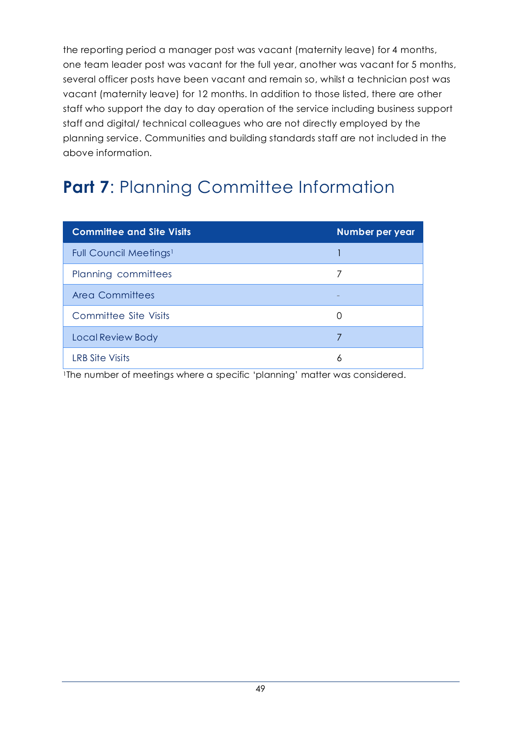the reporting period a manager post was vacant (maternity leave) for 4 months, one team leader post was vacant for the full year, another was vacant for 5 months, several officer posts have been vacant and remain so, whilst a technician post was vacant (maternity leave) for 12 months. In addition to those listed, there are other staff who support the day to day operation of the service including business support staff and digital/ technical colleagues who are not directly employed by the planning service. Communities and building standards staff are not included in the above information.

# **Part 7**: Planning Committee Information

| Committee and Site Visits | Number per year |
|---|---|
| Full Council Meetings[1] | 1 |
| Planning committees | 7 |
| Area Committees | - |
| Committee Site Visits | 0 |
| Local Review Body | 7 |
| LRB Site Visits | 6 |

[1]The number of meetings where a specific 'planning' matter was considered.